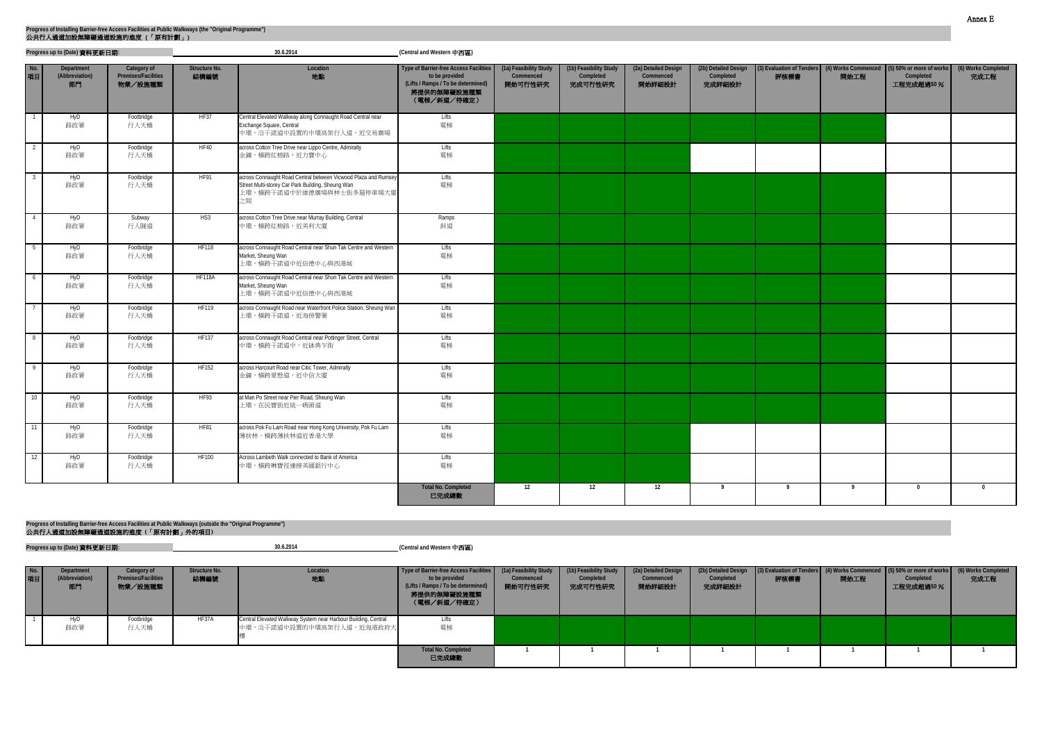Annex E

**Progress of Installing Barrier-free Access Facilities at Public Walkways (the "Original Programme")**
**公共行人通道加設無障礙通道設施的進度（「原有計劃」）**

**Progress up to (Date) 資料更新日期:** 30.6.2014 **(Central and Western 中西區)**

| No. 項目 | Department (Abbreviation) 部門 | Category of Premises/Facilities 物業／設施種類 | Structure No. 結構編號 | Location 地點 | Type of Barrier-free Access Facilities to be provided (Lifts / Ramps / To be determined) 將提供的無障礙設施種類（電梯／斜道／待確定） | (1a) Feasibility Study Commenced 開始可行性研究 | (1b) Feasibility Study Completed 完成可行性研究 | (2a) Detailed Design Commenced 開始詳細設計 | (2b) Detailed Design Completed 完成詳細設計 | (3) Evaluation of Tenders 評核標書 | (4) Works Commenced 開始工程 | (5) 50% or more of works Completed 工程完成超過50 % | (6) Works Completed 完成工程 |
|---|---|---|---|---|---|---|---|---|---|---|---|---|---|
| 1 | HyD 路政署 | Footbridge 行人天橋 | HF37 | Central Elevated Walkway along Connaught Road Central near Exchange Square, Central<br>中環，沿干諾道中設置的中環高架行人道，近交易廣場 | Lifts 電梯 | | | | | | | | |
| 2 | HyD 路政署 | Footbridge 行人天橋 | HF40 | across Cotton Tree Drive near Lippo Centre, Admiralty<br>金鐘，橫跨紅棉路，近力寶中心 | Lifts 電梯 | | | | | | | | |
| 3 | HyD 路政署 | Footbridge 行人天橋 | HF91 | across Connaught Road Central between Vicwood Plaza and Rumsey Street Multi-storey Car Park Building, Sheung Wan<br>上環，橫跨干諾道中於維德廣場與林士街多層停車場大廈之間 | Lifts 電梯 | | | | | | | | |
| 4 | HyD 路政署 | Subway 行人隧道 | HS3 | across Cotton Tree Drive near Murray Building, Central<br>中環，橫跨紅棉路，近美利大廈 | Ramps 斜道 | | | | | | | | |
| 5 | HyD 路政署 | Footbridge 行人天橋 | HF118 | across Connaught Road Central near Shun Tak Centre and Western Market, Sheung Wan<br>上環，橫跨干諾道中近信德中心與西港城 | Lifts 電梯 | | | | | | | | |
| 6 | HyD 路政署 | Footbridge 行人天橋 | HF118A | across Connaught Road Central near Shun Tak Centre and Western Market, Sheung Wan<br>上環，橫跨干諾道中近信德中心與西港城 | Lifts 電梯 | | | | | | | | |
| 7 | HyD 路政署 | Footbridge 行人天橋 | HF119 | across Connaught Road near Waterfront Police Station, Sheung Wan<br>上環，橫跨干諾道，近海傍警署 | Lifts 電梯 | | | | | | | | |
| 8 | HyD 路政署 | Footbridge 行人天橋 | HF137 | across Connaught Road Central near Pottinger Street, Central<br>中環，橫跨干諾道中，近砵典乍街 | Lifts 電梯 | | | | | | | | |
| 9 | HyD 路政署 | Footbridge 行人天橋 | HF152 | across Harcourt Road near Citic Tower, Admiralty<br>金鐘，橫跨夏慤道，近中信大廈 | Lifts 電梯 | | | | | | | | |
| 10 | HyD 路政署 | Footbridge 行人天橋 | HF93 | at Man Po Street near Pier Road, Sheung Wan<br>上環，在民寶街近統一碼頭道 | Lifts 電梯 | | | | | | | | |
| 11 | HyD 路政署 | Footbridge 行人天橋 | HF81 | across Pok Fu Lam Road near Hong Kong University, Pok Fu Lam<br>薄扶林，橫跨薄扶林道近香港大學 | Lifts 電梯 | | | | | | | | |
| 12 | HyD 路政署 | Footbridge 行人天橋 | HF100 | Across Lambeth Walk connected to Bank of America<br>中環，橫跨琳寶徑連接美國銀行中心 | Lifts 電梯 | | | | | | | | |
| | | | | | **Total No. Completed 已完成總數** | **12** | **12** | **12** | **9** | **9** | **9** | **0** | **0** |

**Progress of Installing Barrier-free Access Facilities at Public Walkways (outside the "Original Programme")**
**公共行人通道加設無障礙通道設施的進度（「原有計劃」外的項目）**

**Progress up to (Date) 資料更新日期:** 30.6.2014 **(Central and Western 中西區)**

| No. 項目 | Department (Abbreviation) 部門 | Category of Premises/Facilities 物業／設施種類 | Structure No. 結構編號 | Location 地點 | Type of Barrier-free Access Facilities to be provided (Lifts / Ramps / To be determined) 將提供的無障礙設施種類（電梯／斜道／待確定） | (1a) Feasibility Study Commenced 開始可行性研究 | (1b) Feasibility Study Completed 完成可行性研究 | (2a) Detailed Design Commenced 開始詳細設計 | (2b) Detailed Design Completed 完成詳細設計 | (3) Evaluation of Tenders 評核標書 | (4) Works Commenced 開始工程 | (5) 50% or more of works Completed 工程完成超過50 % | (6) Works Completed 完成工程 |
|---|---|---|---|---|---|---|---|---|---|---|---|---|---|
| 1 | HyD 路政署 | Footbridge 行人天橋 | HF37A | Central Elevated Walkway System near Harbour Building, Central<br>中環，沿干諾道中設置的中環高架行人道，近海港政府大樓 | Lifts 電梯 | | | | | | | | |
| | | | | | **Total No. Completed 已完成總數** | **1** | **1** | **1** | **1** | **1** | **1** | **1** | **1** |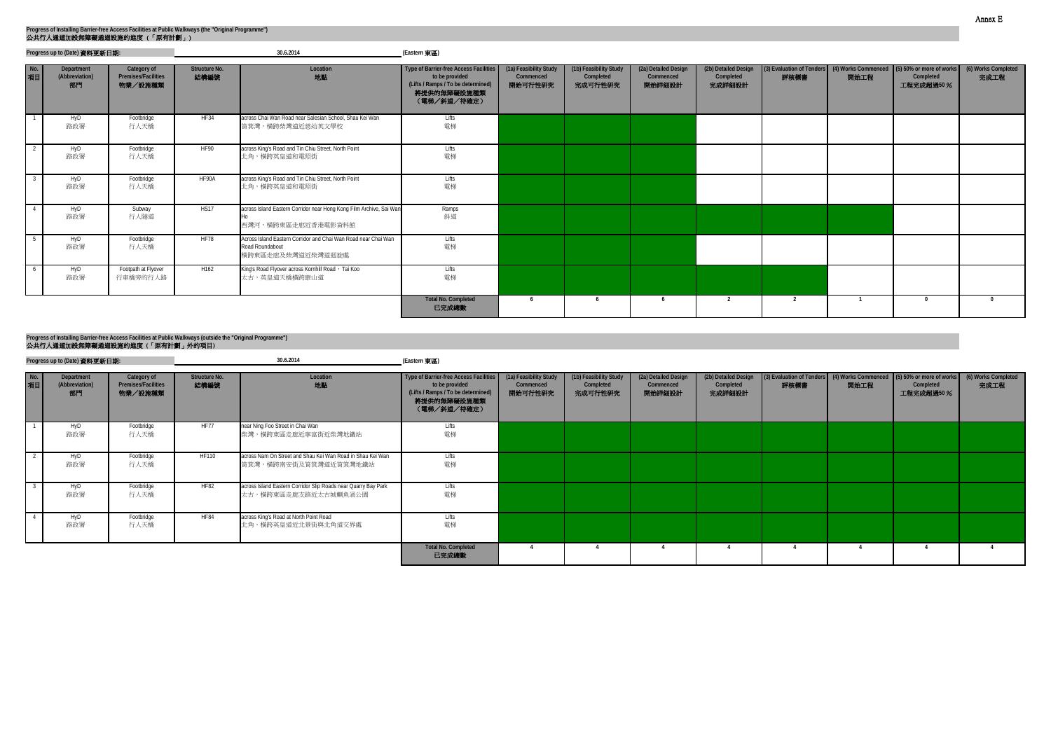Annex E

**Progress of Installing Barrier-free Access Facilities at Public Walkways (the "Original Programme")**
**公共行人通道加設無障礙通道設施的進度（「原有計劃」）**

**Progress up to (Date) 資料更新日期:** 30.6.2014 **(Eastern 東區)**

| No. 項目 | Department (Abbreviation) 部門 | Category of Premises/Facilities 物業／設施種類 | Structure No. 結構編號 | Location 地點 | Type of Barrier-free Access Facilities to be provided (Lifts / Ramps / To be determined) 將提供的無障礙設施種類（電梯／斜道／待確定） | (1a) Feasibility Study Commenced 開始可行性研究 | (1b) Feasibility Study Completed 完成可行性研究 | (2a) Detailed Design Commenced 開始詳細設計 | (2b) Detailed Design Completed 完成詳細設計 | (3) Evaluation of Tenders 評核標書 | (4) Works Commenced 開始工程 | (5) 50% or more of works Completed 工程完成超過50 % | (6) Works Completed 完成工程 |
|---|---|---|---|---|---|---|---|---|---|---|---|---|---|
| 1 | HyD 路政署 | Footbridge 行人天橋 | HF34 | across Chai Wan Road near Salesian School, Shau Kei Wan 筲箕灣，橫跨柴灣道近慈幼英文學校 | Lifts 電梯 | | | | | | | | |
| 2 | HyD 路政署 | Footbridge 行人天橋 | HF90 | across King's Road and Tin Chiu Street, North Point 北角，橫跨英皇道和電照街 | Lifts 電梯 | | | | | | | | |
| 3 | HyD 路政署 | Footbridge 行人天橋 | HF90A | across King's Road and Tin Chiu Street, North Point 北角，橫跨英皇道和電照街 | Lifts 電梯 | | | | | | | | |
| 4 | HyD 路政署 | Subway 行人隧道 | HS17 | across Island Eastern Corridor near Hong Kong Film Archive, Sai Wan Ho 西灣河，橫跨東區走廊近香港電影資料館 | Ramps 斜道 | | | | | | | | |
| 5 | HyD 路政署 | Footbridge 行人天橋 | HF78 | Across Island Eastern Corridor and Chai Wan Road near Chai Wan Road Roundabout 橫跨東區走廊及柴灣道近柴灣道迴旋處 | Lifts 電梯 | | | | | | | | |
| 6 | HyD 路政署 | Footpath at Flyover 行車橋旁的行人路 | H162 | King's Road Flyover across Kornhill Road，Tai Koo 太古，英皇道天橋橫跨康山道 | Lifts 電梯 | | | | | | | | |
| | | | | | **Total No. Completed 已完成總數** | 6 | 6 | 6 | 2 | 2 | 1 | 0 | 0 |

**Progress of Installing Barrier-free Access Facilities at Public Walkways (outside the "Original Programme")**
**公共行人通道加設無障礙通道設施的進度（「原有計劃」外的項目）**

**Progress up to (Date) 資料更新日期:** 30.6.2014 **(Eastern 東區)**

| No. 項目 | Department (Abbreviation) 部門 | Category of Premises/Facilities 物業／設施種類 | Structure No. 結構編號 | Location 地點 | Type of Barrier-free Access Facilities to be provided (Lifts / Ramps / To be determined) 將提供的無障礙設施種類（電梯／斜道／待確定） | (1a) Feasibility Study Commenced 開始可行性研究 | (1b) Feasibility Study Completed 完成可行性研究 | (2a) Detailed Design Commenced 開始詳細設計 | (2b) Detailed Design Completed 完成詳細設計 | (3) Evaluation of Tenders 評核標書 | (4) Works Commenced 開始工程 | (5) 50% or more of works Completed 工程完成超過50 % | (6) Works Completed 完成工程 |
|---|---|---|---|---|---|---|---|---|---|---|---|---|---|
| 1 | HyD 路政署 | Footbridge 行人天橋 | HF77 | near Ning Foo Street in Chai Wan 柴灣，橫跨東區走廊近寧富街近柴灣地鐵站 | Lifts 電梯 | | | | | | | | |
| 2 | HyD 路政署 | Footbridge 行人天橋 | HF110 | across Nam On Street and Shau Kei Wan Road in Shau Kei Wan 筲箕灣，橫跨南安街及筲箕灣道近筲箕灣地鐵站 | Lifts 電梯 | | | | | | | | |
| 3 | HyD 路政署 | Footbridge 行人天橋 | HF82 | across Island Eastern Corridor Slip Roads near Quarry Bay Park 太古，橫跨東區走廊支路近太古城鰂魚涌公園 | Lifts 電梯 | | | | | | | | |
| 4 | HyD 路政署 | Footbridge 行人天橋 | HF84 | across King's Road at North Point Road 北角，橫跨英皇道近北景街與北角道交界處 | Lifts 電梯 | | | | | | | | |
| | | | | | **Total No. Completed 已完成總數** | 4 | 4 | 4 | 4 | 4 | 4 | 4 | 4 |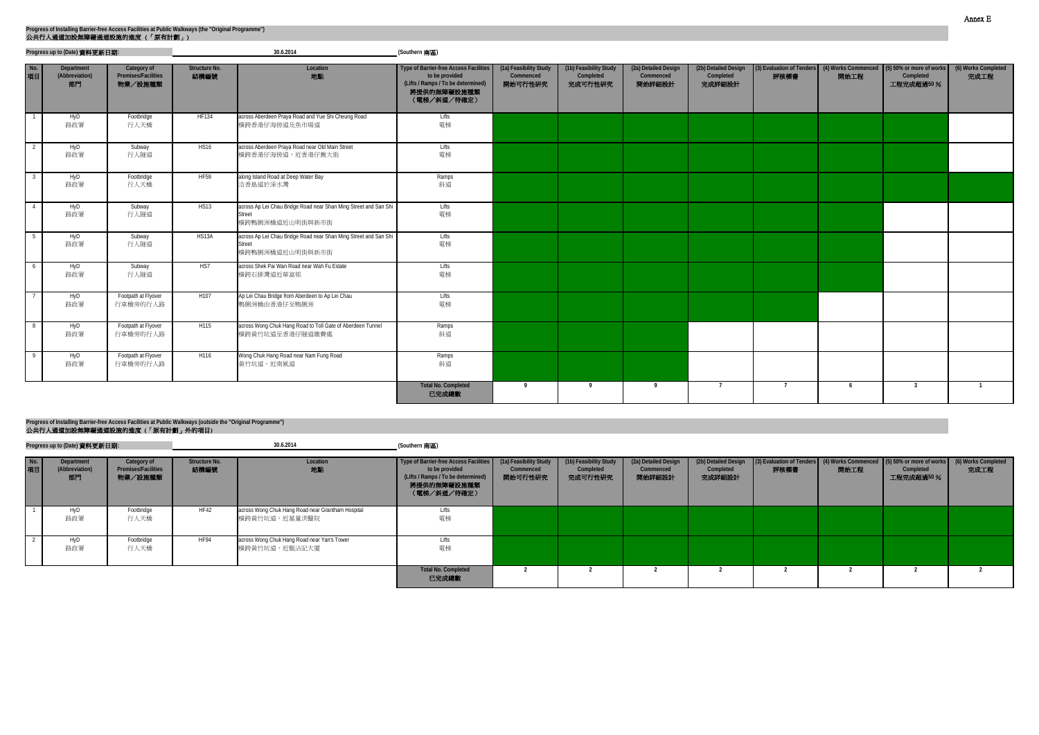**Progress of Installing Barrier-free Access Facilities at Public Walkways (the "Original Programme")**
**公共行人通道加設無障礙通道設施的進度（「原有計劃」）**

**Progress up to (Date) 資料更新日期:** 30.6.2014 **(Southern 南區)**

| No. 項目 | Department (Abbreviation) 部門 | Category of Premises/Facilities 物業／設施種類 | Structure No. 結構編號 | Location 地點 | Type of Barrier-free Access Facilities to be provided (Lifts / Ramps / To be determined) 將提供的無障礙設施種類（電梯／斜道／待確定） | (1a) Feasibility Study Commenced 開始可行性研究 | (1b) Feasibility Study Completed 完成可行性研究 | (2a) Detailed Design Commenced 開始詳細設計 | (2b) Detailed Design Completed 完成詳細設計 | (3) Evaluation of Tenders 評核標書 | (4) Works Commenced 開始工程 | (5) 50% or more of works Completed 工程完成超過50 % | (6) Works Completed 完成工程 |
|---|---|---|---|---|---|---|---|---|---|---|---|---|---|
| 1 | HyD 路政署 | Footbridge 行人天橋 | HF134 | across Aberdeen Praya Road and Yue Shi Cheung Road 橫跨香港仔海傍道及魚市場道 | Lifts 電梯 | | | | | | | | |
| 2 | HyD 路政署 | Subway 行人隧道 | HS16 | across Aberdeen Praya Road near Old Main Street 橫跨香港仔海傍道，近香港仔舊大街 | Lifts 電梯 | | | | | | | | |
| 3 | HyD 路政署 | Footbridge 行人天橋 | HF59 | along Island Road at Deep Water Bay 沿香島道於深水灣 | Ramps 斜道 | | | | | | | | |
| 4 | HyD 路政署 | Subway 行人隧道 | HS13 | across Ap Lei Chau Bridge Road near Shan Ming Street and San Shi Street 橫跨鴨脷洲橋道近山明街與新市街 | Lifts 電梯 | | | | | | | | |
| 5 | HyD 路政署 | Subway 行人隧道 | HS13A | across Ap Lei Chau Bridge Road near Shan Ming Street and San Shi Street 橫跨鴨脷洲橋道近山明街與新市街 | Lifts 電梯 | | | | | | | | |
| 6 | HyD 路政署 | Subway 行人隧道 | HS7 | across Shek Pai Wan Road near Wah Fu Estate 橫跨石排灣道近華富邨 | Lifts 電梯 | | | | | | | | |
| 7 | HyD 路政署 | Footpath at Flyover 行車橋旁的行人路 | H107 | Ap Lei Chau Bridge from Aberdeen to Ap Lei Chau 鴨脷洲橋由香港仔至鴨脷洲 | Lifts 電梯 | | | | | | | | |
| 8 | HyD 路政署 | Footpath at Flyover 行車橋旁的行人路 | H115 | across Wong Chuk Hang Road to Toll Gate of Aberdeen Tunnel 橫跨黃竹坑道至香港仔隧道繳費處 | Ramps 斜道 | | | | | | | | |
| 9 | HyD 路政署 | Footpath at Flyover 行車橋旁的行人路 | H116 | Wong Chuk Hang Road near Nam Fung Road 黃竹坑道，近南風道 | Ramps 斜道 | | | | | | | | |
| | | | | | **Total No. Completed 已完成總數** | 9 | 9 | 9 | 7 | 7 | 6 | 3 | 1 |

**Progress of Installing Barrier-free Access Facilities at Public Walkways (outside the "Original Programme")**
**公共行人通道加設無障礙通道設施的進度（「原有計劃」外的項目）**

**Progress up to (Date) 資料更新日期:** 30.6.2014 **(Southern 南區)**

| No. 項目 | Department (Abbreviation) 部門 | Category of Premises/Facilities 物業／設施種類 | Structure No. 結構編號 | Location 地點 | Type of Barrier-free Access Facilities to be provided (Lifts / Ramps / To be determined) 將提供的無障礙設施種類（電梯／斜道／待確定） | (1a) Feasibility Study Commenced 開始可行性研究 | (1b) Feasibility Study Completed 完成可行性研究 | (2a) Detailed Design Commenced 開始詳細設計 | (2b) Detailed Design Completed 完成詳細設計 | (3) Evaluation of Tenders 評核標書 | (4) Works Commenced 開始工程 | (5) 50% or more of works Completed 工程完成超過50 % | (6) Works Completed 完成工程 |
|---|---|---|---|---|---|---|---|---|---|---|---|---|---|
| 1 | HyD 路政署 | Footbridge 行人天橋 | HF42 | across Wong Chuk Hang Road near Grantham Hospital 橫跨黃竹坑道，近葛量洪醫院 | Lifts 電梯 | | | | | | | | |
| 2 | HyD 路政署 | Footbridge 行人天橋 | HF94 | across Wong Chuk Hang Road near Yan's Tower 橫跨黃竹坑道，近甄沾記大廈 | Lifts 電梯 | | | | | | | | |
| | | | | | **Total No. Completed 已完成總數** | 2 | 2 | 2 | 2 | 2 | 2 | 2 | 2 |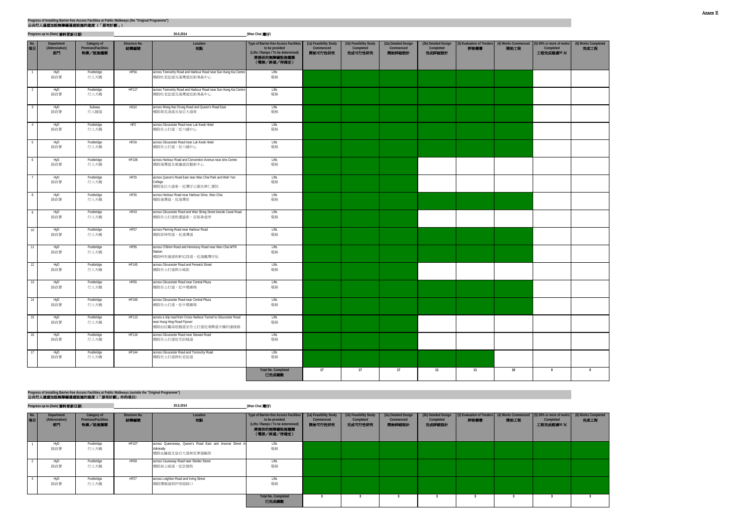Annex E

**Progress of Installing Barrier-free Access Facilities at Public Walkways (the "Original Programme")**
**公共行人通道加設無障礙通道設施的進度（「原有計劃」）**

**Progress up to (Date) 資料更新日期:** 30.6.2014 **(Wan Chai 灣仔)**

| No. 項目 | Department (Abbreviation) 部門 | Category of Premises/Facilities 物業／設施種類 | Structure No. 結構編號 | Location 地點 | Type of Barrier-free Access Facilities to be provided (Lifts / Ramps / To be determined) 將提供的無障礙設施種類（電梯／斜道／待確定） | (1a) Feasibility Study Commenced 開始可行性研究 | (1b) Feasibility Study Completed 完成可行性研究 | (2a) Detailed Design Commenced 開始詳細設計 | (2b) Detailed Design Completed 完成詳細設計 | (3) Evaluation of Tenders 評核標書 | (4) Works Commenced 開始工程 | (5) 50% or more of works Completed 工程完成超過50 % | (6) Works Completed 完成工程 |
|---|---|---|---|---|---|---|---|---|---|---|---|---|---|
| 1 | HyD 路政署 | Footbridge 行人天橋 | HF56 | across Tonnochy Road and Harbour Road near Sun Hung Kai Centre 橫跨杜老誌道及港灣道近新鴻基中心 | Lifts 電梯 | | | | | | | | |
| 2 | HyD 路政署 | Footbridge 行人天橋 | HF117 | across Tonnochy Road and Harbour Road near Sun Hung Kai Centre 橫跨杜老誌道及港灣道近新鴻基中心 | Lifts 電梯 | | | | | | | | |
| 3 | HyD 路政署 | Subway 行人隧道 | HS10 | across Wong Nai Chung Road and Queen's Road East 橫跨黃泥涌道及皇后大道東 | Lifts 電梯 | | | | | | | | |
| 4 | HyD 路政署 | Footbridge 行人天橋 | HF2 | across Gloucester Road near Luk Kwok Hotel 橫跨告士打道，近六國中心 | Lifts 電梯 | | | | | | | | |
| 5 | HyD 路政署 | Footbridge 行人天橋 | HF2A | across Gloucester Road near Luk Kwok Hotel 橫跨告士打道，近六國中心 | Lifts 電梯 | | | | | | | | |
| 6 | HyD 路政署 | Footbridge 行人天橋 | HF106 | across Harbour Road and Convention Avenue near Arts Centre 橫跨港灣道及會議道近藝術中心 | Lifts 電梯 | | | | | | | | |
| 7 | HyD 路政署 | Footbridge 行人天橋 | HF25 | across Queen's Road East near Wan Chai Park and Wah Yan College 橫跨皇后大道東，近灣仔公園及華仁書院 | Lifts 電梯 | | | | | | | | |
| 8 | HyD 路政署 | Footbridge 行人天橋 | HF35 | across Harbour Road near Harbour Drive, Wan Chai 橫跨港灣道，近港灣徑 | Lifts 電梯 | | | | | | | | |
| 9 | HyD 路政署 | Footbridge 行人天橋 | HF43 | across Gloucester Road and Wan Shing Street beside Canal Road 橫跨告士打道和運盛街，在堅拿道旁 | Lifts 電梯 | | | | | | | | |
| 10 | HyD 路政署 | Footbridge 行人天橋 | HF57 | across Fleming Road near Harbour Road 橫跨菲林明道，近港灣道 | Lifts 電梯 | | | | | | | | |
| 11 | HyD 路政署 | Footbridge 行人天橋 | HF95 | across O'Brien Road and Hennessy Road near Wan Chai MTR Station 橫跨柯布連道和軒尼詩道，近港鐵灣仔站 | Lifts 電梯 | | | | | | | | |
| 12 | HyD 路政署 | Footbridge 行人天橋 | HF145 | across Gloucester Road and Fenwick Street 橫跨告士打道與分域街 | Lifts 電梯 | | | | | | | | |
| 13 | HyD 路政署 | Footbridge 行人天橋 | HF65 | across Gloucester Road near Central Plaza 橫跨告士打道，近中環廣場 | Lifts 電梯 | | | | | | | | |
| 14 | HyD 路政署 | Footbridge 行人天橋 | HF160 | across Gloucester Road near Central Plaza 橫跨告士打道，近中環廣場 | Lifts 電梯 | | | | | | | | |
| 15 | HyD 路政署 | Footbridge 行人天橋 | HF113 | across a slip road from Cross Harbour Tunnel to Gloucester Road near Hung Hing Road Flyover 橫跨由紅磡海底隧道至告士打道近洪興道天橋的連接路 | Lifts 電梯 | | | | | | | | |
| 16 | HyD 路政署 | Footbridge 行人天橋 | HF116 | across Gloucester Road near Stewart Road 橫跨告士打道近史釗域道 | Lifts 電梯 | | | | | | | | |
| 17 | HyD 路政署 | Footbridge 行人天橋 | HF144 | across Gloucester Road and Tonnochy Road 橫跨告士打道與杜老誌道 | Lifts 電梯 | | | | | | | | |
| | | | | | **Total No. Completed 已完成總數** | 17 | 17 | 17 | 11 | 11 | 10 | 0 | 0 |

**Progress of Installing Barrier-free Access Facilities at Public Walkways (outside the "Original Programme")**
**公共行人通道加設無障礙通道設施的進度（「原有計劃」外的項目）**

**Progress up to (Date) 資料更新日期:** 30.6.2014 **(Wan Chai 灣仔)**

| No. 項目 | Department (Abbreviation) 部門 | Category of Premises/Facilities 物業／設施種類 | Structure No. 結構編號 | Location 地點 | Type of Barrier-free Access Facilities to be provided (Lifts / Ramps / To be determined) 將提供的無障礙設施種類（電梯／斜道／待確定） | (1a) Feasibility Study Commenced 開始可行性研究 | (1b) Feasibility Study Completed 完成可行性研究 | (2a) Detailed Design Commenced 開始詳細設計 | (2b) Detailed Design Completed 完成詳細設計 | (3) Evaluation of Tenders 評核標書 | (4) Works Commenced 開始工程 | (5) 50% or more of works Completed 工程完成超過50 % | (6) Works Completed 完成工程 |
|---|---|---|---|---|---|---|---|---|---|---|---|---|---|
| 1 | HyD 路政署 | Footbridge 行人天橋 | HF107 | across Queensway, Queen's Road East and Arsenal Street in Admiralty 橫跨金鐘道及皇后大道東近軍器廠街 | Lifts 電梯 | | | | | | | | |
| 2 | HyD 路政署 | Footbridge 行人天橋 | HF69 | across Causeway Road near Shelter Street 橫跨高士威道，近信德街 | Lifts 電梯 | | | | | | | | |
| 3 | HyD 路政署 | Footbridge 行人天橋 | HF27 | across Leighton Road and Irving Street 橫跨禮頓道與伊榮街路口 | Lifts 電梯 | | | | | | | | |
| | | | | | **Total No. Completed 已完成總數** | 3 | 3 | 3 | 3 | 3 | 3 | 3 | 3 |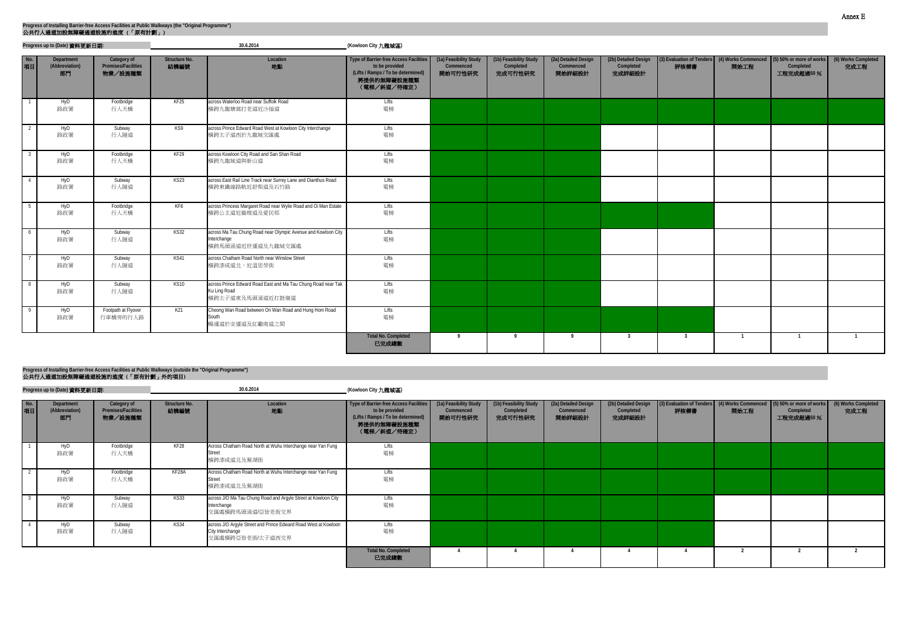Annex E

**Progress of Installing Barrier-free Access Facilities at Public Walkways (the "Original Programme")**
**公共行人通道加設無障礙通道設施的進度（「原有計劃」）**

**Progress up to (Date) 資料更新日期:** 30.6.2014 **(Kowloon City 九龍城區)**

| No. 項目 | Department (Abbreviation) 部門 | Category of Premises/Facilities 物業／設施種類 | Structure No. 結構編號 | Location 地點 | Type of Barrier-free Access Facilities to be provided (Lifts / Ramps / To be determined) 將提供的無障礙設施種類（電梯／斜道／待確定） | (1a) Feasibility Study Commenced 開始可行性研究 | (1b) Feasibility Study Completed 完成可行性研究 | (2a) Detailed Design Commenced 開始詳細設計 | (2b) Detailed Design Completed 完成詳細設計 | (3) Evaluation of Tenders 評核標書 | (4) Works Commenced 開始工程 | (5) 50% or more of works Completed 工程完成超過50％ | (6) Works Completed 完成工程 |
|---|---|---|---|---|---|---|---|---|---|---|---|---|---|
| 1 | HyD 路政署 | Footbridge 行人天橋 | KF25 | across Waterloo Road near Suffolk Road 橫跨九龍塘窩打老道近沙福道 | Lifts 電梯 | | | | | | | | |
| 2 | HyD 路政署 | Subway 行人隧道 | KS9 | across Prince Edward Road West at Kowloon City Interchange 橫跨太子道西於九龍城交匯處 | Lifts 電梯 | | | | | | | | |
| 3 | HyD 路政署 | Footbridge 行人天橋 | KF29 | across Kowloon City Road and San Shan Road 橫跨九龍城道與新山道 | Lifts 電梯 | | | | | | | | |
| 4 | HyD 路政署 | Subway 行人隧道 | KS23 | across East Rail Line Track near Surrey Lane and Dianthus Road 橫跨東鐵線路軌近舒梨道及石竹路 | Lifts 電梯 | | | | | | | | |
| 5 | HyD 路政署 | Footbridge 行人天橋 | KF6 | across Princess Margaret Road near Wylie Road and Oi Man Estate 橫跨公主道近衛理道及愛民邨 | Lifts 電梯 | | | | | | | | |
| 6 | HyD 路政署 | Subway 行人隧道 | KS32 | across Ma Tau Chung Road near Olympic Avenue and Kowloon City Interchange 橫跨馬頭涌道近世運道及九龍城交匯處 | Lifts 電梯 | | | | | | | | |
| 7 | HyD 路政署 | Subway 行人隧道 | KS41 | across Chatham Road North near Winslow Street 橫跨漆咸道北，近溫思勞街 | Lifts 電梯 | | | | | | | | |
| 8 | HyD 路政署 | Subway 行人隧道 | KS10 | across Prince Edward Road East and Ma Tau Chung Road near Tak Ku Ling Road 橫跨太子道東及馬頭涌道近打鼓嶺道 | Lifts 電梯 | | | | | | | | |
| 9 | HyD 路政署 | Footpath at Flyover 行車橋旁的行人路 | K21 | Cheong Wan Road between On Wan Road and Hung Hom Road South 暢運道於安運道及紅磡南道之間 | Lifts 電梯 | | | | | | | | |
| | | | | | **Total No. Completed 已完成總數** | 9 | 9 | 9 | 3 | 3 | 1 | 1 | 1 |

**Progress of Installing Barrier-free Access Facilities at Public Walkways (outside the "Original Programme")**
**公共行人通道加設無障礙通道設施的進度（「原有計劃」外的項目）**

**Progress up to (Date) 資料更新日期:** 30.6.2014 **(Kowloon City 九龍城區)**

| No. 項目 | Department (Abbreviation) 部門 | Category of Premises/Facilities 物業／設施種類 | Structure No. 結構編號 | Location 地點 | Type of Barrier-free Access Facilities to be provided (Lifts / Ramps / To be determined) 將提供的無障礙設施種類（電梯／斜道／待確定） | (1a) Feasibility Study Commenced 開始可行性研究 | (1b) Feasibility Study Completed 完成可行性研究 | (2a) Detailed Design Commenced 開始詳細設計 | (2b) Detailed Design Completed 完成詳細設計 | (3) Evaluation of Tenders 評核標書 | (4) Works Commenced 開始工程 | (5) 50% or more of works Completed 工程完成超過50％ | (6) Works Completed 完成工程 |
|---|---|---|---|---|---|---|---|---|---|---|---|---|---|
| 1 | HyD 路政署 | Footbridge 行人天橋 | KF28 | Across Chatham Road North at Wuhu Interchange near Yan Fung Street 橫跨漆咸道北及蕪湖街 | Lifts 電梯 | | | | | | | | |
| 2 | HyD 路政署 | Footbridge 行人天橋 | KF28A | Across Chatham Road North at Wuhu Interchange near Yan Fung Street 橫跨漆咸道北及蕪湖街 | Lifts 電梯 | | | | | | | | |
| 3 | HyD 路政署 | Subway 行人隧道 | KS33 | across J/O Ma Tau Chung Road and Argyle Street at Kowloon City Interchange 交匯處橫跨馬頭涌道/亞皆老街交界 | Lifts 電梯 | | | | | | | | |
| 4 | HyD 路政署 | Subway 行人隧道 | KS34 | across J/O Argyle Street and Prince Edward Road West at Kowloon City Interchange 交匯處橫跨亞皆老街/太子道西交界 | Lifts 電梯 | | | | | | | | |
| | | | | | **Total No. Completed 已完成總數** | 4 | 4 | 4 | 4 | 4 | 2 | 2 | 2 |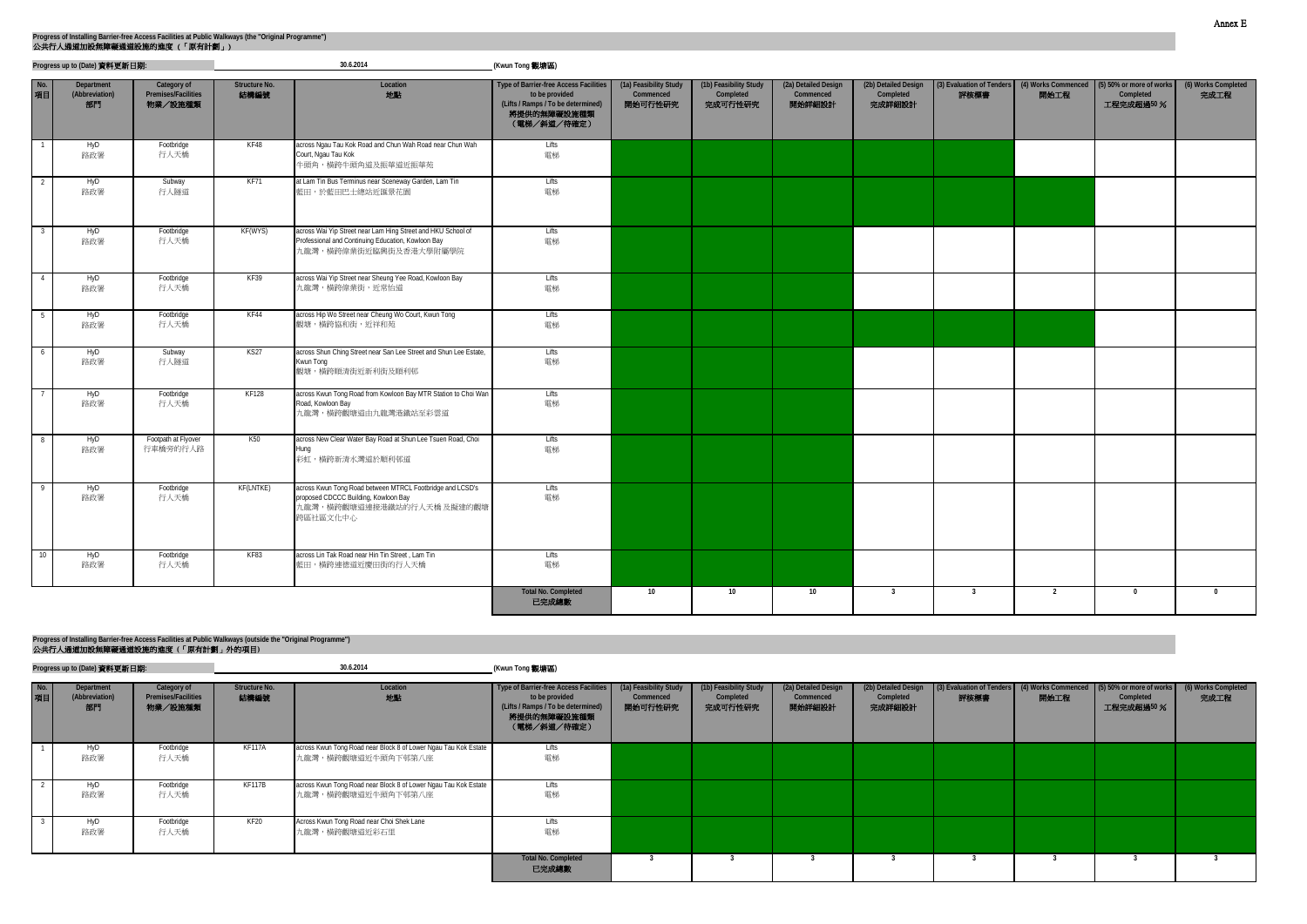Annex E

**Progress of Installing Barrier-free Access Facilities at Public Walkways (the "Original Programme")**
**公共行人通道加設無障礙通道設施的進度（「原有計劃」）**

**Progress up to (Date) 資料更新日期:** 30.6.2014 **(Kwun Tong 觀塘區)**

| No. 項目 | Department (Abbreviation) 部門 | Category of Premises/Facilities 物業／設施種類 | Structure No. 結構編號 | Location 地點 | Type of Barrier-free Access Facilities to be provided (Lifts / Ramps / To be determined) 將提供的無障礙設施種類（電梯／斜道／待確定） | (1a) Feasibility Study Commenced 開始可行性研究 | (1b) Feasibility Study Completed 完成可行性研究 | (2a) Detailed Design Commenced 開始詳細設計 | (2b) Detailed Design Completed 完成詳細設計 | (3) Evaluation of Tenders 評核標書 | (4) Works Commenced 開始工程 | (5) 50% or more of works Completed 工程完成超過50 % | (6) Works Completed 完成工程 |
|---|---|---|---|---|---|---|---|---|---|---|---|---|---|
| 1 | HyD 路政署 | Footbridge 行人天橋 | KF48 | across Ngau Tau Kok Road and Chun Wah Road near Chun Wah Court, Ngau Tau Kok 牛頭角，橫跨牛頭角道及振華道近振華苑 | Lifts 電梯 | | | | | | | | |
| 2 | HyD 路政署 | Subway 行人隧道 | KF71 | at Lam Tin Bus Terminus near Sceneway Garden, Lam Tin 藍田，於藍田巴士總站近匯景花園 | Lifts 電梯 | | | | | | | | |
| 3 | HyD 路政署 | Footbridge 行人天橋 | KF(WYS) | across Wai Yip Street near Lam Hing Street and HKU School of Professional and Continuing Education, Kowloon Bay 九龍灣，橫跨偉業街近臨興街及香港大學附屬學院 | Lifts 電梯 | | | | | | | | |
| 4 | HyD 路政署 | Footbridge 行人天橋 | KF39 | across Wai Yip Street near Sheung Yee Road, Kowloon Bay 九龍灣，橫跨偉業街，近常怡道 | Lifts 電梯 | | | | | | | | |
| 5 | HyD 路政署 | Footbridge 行人天橋 | KF44 | across Hip Wo Street near Cheung Wo Court, Kwun Tong 觀塘，橫跨協和街，近祥和苑 | Lifts 電梯 | | | | | | | | |
| 6 | HyD 路政署 | Subway 行人隧道 | KS27 | across Shun Ching Street near San Lee Street and Shun Lee Estate, Kwun Tong 觀塘，橫跨順清街近新利街及順利邨 | Lifts 電梯 | | | | | | | | |
| 7 | HyD 路政署 | Footbridge 行人天橋 | KF128 | across Kwun Tong Road from Kowloon Bay MTR Station to Choi Wan Road, Kowloon Bay 九龍灣，橫跨觀塘道由九龍灣港鐵站至彩雲道 | Lifts 電梯 | | | | | | | | |
| 8 | HyD 路政署 | Footpath at Flyover 行車橋旁的行人路 | K50 | across New Clear Water Bay Road at Shun Lee Tsuen Road, Choi Hung 彩虹，橫跨新清水灣道於順利邨道 | Lifts 電梯 | | | | | | | | |
| 9 | HyD 路政署 | Footbridge 行人天橋 | KF(LNTKE) | across Kwun Tong Road between MTRCL Footbridge and LCSD's proposed CDCCC Building, Kowloon Bay 九龍灣，橫跨觀塘道連接港鐵站的行人天橋 及擬建的觀塘跨區社區文化中心 | Lifts 電梯 | | | | | | | | |
| 10 | HyD 路政署 | Footbridge 行人天橋 | KF83 | across Lin Tak Road near Hin Tin Street , Lam Tin 藍田，橫跨連德道近慶田街的行人天橋 | Lifts 電梯 | | | | | | | | |
| | | | | | **Total No. Completed 已完成總數** | 10 | 10 | 10 | 3 | 3 | 2 | 0 | 0 |

**Progress of Installing Barrier-free Access Facilities at Public Walkways (outside the "Original Programme")**
**公共行人通道加設無障礙通道設施的進度（「原有計劃」外的項目）**

**Progress up to (Date) 資料更新日期:** 30.6.2014 **(Kwun Tong 觀塘區)**

| No. 項目 | Department (Abbreviation) 部門 | Category of Premises/Facilities 物業／設施種類 | Structure No. 結構編號 | Location 地點 | Type of Barrier-free Access Facilities to be provided (Lifts / Ramps / To be determined) 將提供的無障礙設施種類（電梯／斜道／待確定） | (1a) Feasibility Study Commenced 開始可行性研究 | (1b) Feasibility Study Completed 完成可行性研究 | (2a) Detailed Design Commenced 開始詳細設計 | (2b) Detailed Design Completed 完成詳細設計 | (3) Evaluation of Tenders 評核標書 | (4) Works Commenced 開始工程 | (5) 50% or more of works Completed 工程完成超過50 % | (6) Works Completed 完成工程 |
|---|---|---|---|---|---|---|---|---|---|---|---|---|---|
| 1 | HyD 路政署 | Footbridge 行人天橋 | KF117A | across Kwun Tong Road near Block 8 of Lower Ngau Tau Kok Estate 九龍灣，橫跨觀塘道近牛頭角下邨第八座 | Lifts 電梯 | | | | | | | | |
| 2 | HyD 路政署 | Footbridge 行人天橋 | KF117B | across Kwun Tong Road near Block 8 of Lower Ngau Tau Kok Estate 九龍灣，橫跨觀塘道近牛頭角下邨第八座 | Lifts 電梯 | | | | | | | | |
| 3 | HyD 路政署 | Footbridge 行人天橋 | KF20 | Across Kwun Tong Road near Choi Shek Lane 九龍灣，橫跨觀塘道近彩石里 | Lifts 電梯 | | | | | | | | |
| | | | | | **Total No. Completed 已完成總數** | 3 | 3 | 3 | 3 | 3 | 3 | 3 | 3 |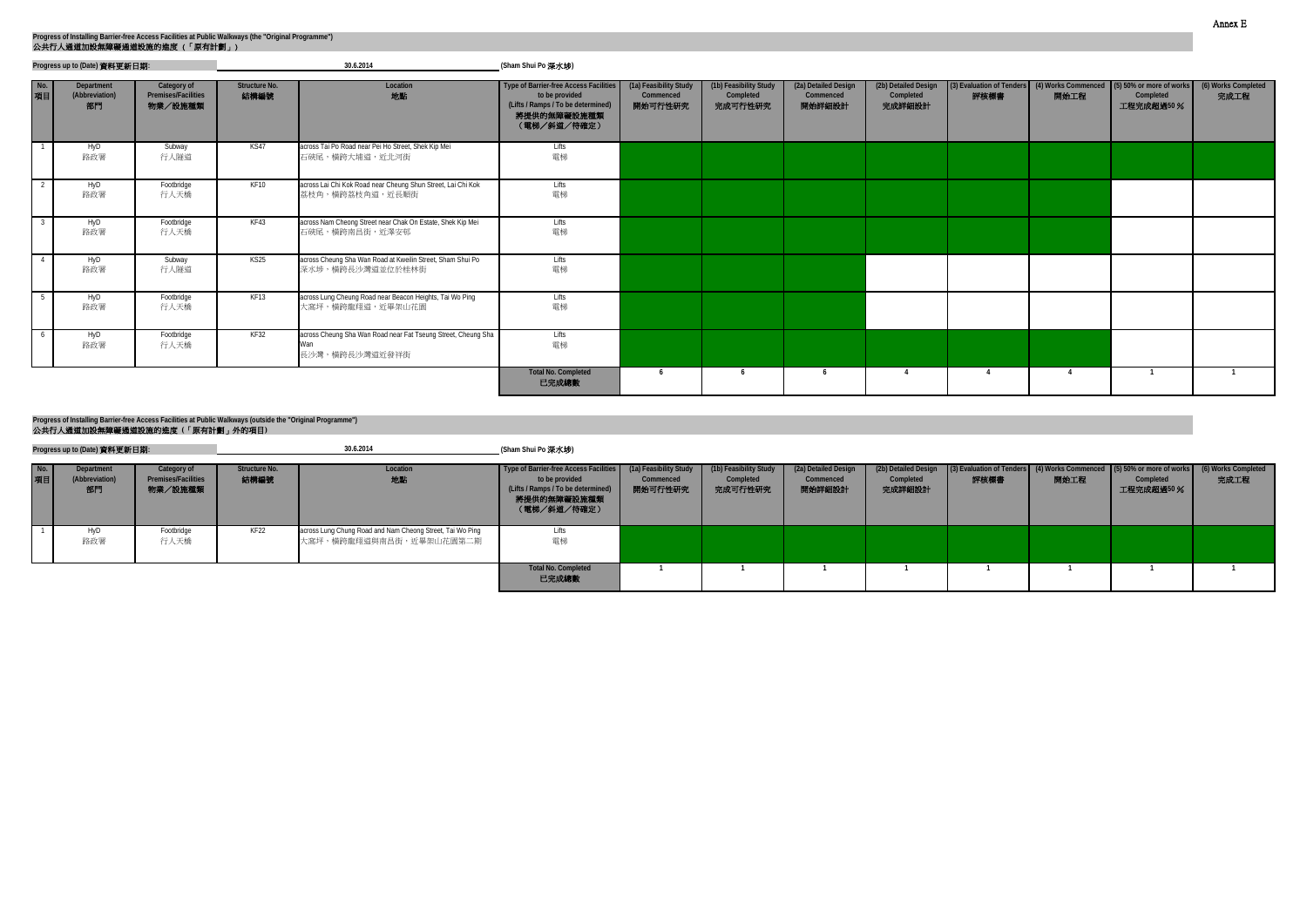Annex E

**Progress of Installing Barrier-free Access Facilities at Public Walkways (the "Original Programme")**
**公共行人通道加設無障礙通道設施的進度（「原有計劃」）**

**Progress up to (Date) 資料更新日期:** 30.6.2014 **(Sham Shui Po 深水埗)**

| No. 項目 | Department (Abbreviation) 部門 | Category of Premises/Facilities 物業／設施種類 | Structure No. 結構編號 | Location 地點 | Type of Barrier-free Access Facilities to be provided (Lifts / Ramps / To be determined) 將提供的無障礙設施種類（電梯／斜道／待確定） | (1a) Feasibility Study Commenced 開始可行性研究 | (1b) Feasibility Study Completed 完成可行性研究 | (2a) Detailed Design Commenced 開始詳細設計 | (2b) Detailed Design Completed 完成詳細設計 | (3) Evaluation of Tenders 評核標書 | (4) Works Commenced 開始工程 | (5) 50% or more of works Completed 工程完成超過50 % | (6) Works Completed 完成工程 |
|---|---|---|---|---|---|---|---|---|---|---|---|---|---|
| 1 | HyD 路政署 | Subway 行人隧道 | KS47 | across Tai Po Road near Pei Ho Street, Shek Kip Mei 石硤尾，橫跨大埔道，近北河街 | Lifts 電梯 | | | | | | | | |
| 2 | HyD 路政署 | Footbridge 行人天橋 | KF10 | across Lai Chi Kok Road near Cheung Shun Street, Lai Chi Kok 荔枝角，橫跨荔枝角道，近長順街 | Lifts 電梯 | | | | | | | | |
| 3 | HyD 路政署 | Footbridge 行人天橋 | KF43 | across Nam Cheong Street near Chak On Estate, Shek Kip Mei 石硤尾，橫跨南昌街，近澤安邨 | Lifts 電梯 | | | | | | | | |
| 4 | HyD 路政署 | Subway 行人隧道 | KS25 | across Cheung Sha Wan Road at Kweilin Street, Sham Shui Po 深水埗，橫跨長沙灣道並位於桂林街 | Lifts 電梯 | | | | | | | | |
| 5 | HyD 路政署 | Footbridge 行人天橋 | KF13 | across Lung Cheung Road near Beacon Heights, Tai Wo Ping 大窩坪，橫跨龍翔道，近畢架山花園 | Lifts 電梯 | | | | | | | | |
| 6 | HyD 路政署 | Footbridge 行人天橋 | KF32 | across Cheung Sha Wan Road near Fat Tseung Street, Cheung Sha Wan 長沙灣，橫跨長沙灣道近發祥街 | Lifts 電梯 | | | | | | | | |
| | | | | | **Total No. Completed 已完成總數** | 6 | 6 | 6 | 4 | 4 | 4 | 1 | 1 |

**Progress of Installing Barrier-free Access Facilities at Public Walkways (outside the "Original Programme")**
**公共行人通道加設無障礙通道設施的進度（「原有計劃」外的項目）**

**Progress up to (Date) 資料更新日期:** 30.6.2014 **(Sham Shui Po 深水埗)**

| No. 項目 | Department (Abbreviation) 部門 | Category of Premises/Facilities 物業／設施種類 | Structure No. 結構編號 | Location 地點 | Type of Barrier-free Access Facilities to be provided (Lifts / Ramps / To be determined) 將提供的無障礙設施種類（電梯／斜道／待確定） | (1a) Feasibility Study Commenced 開始可行性研究 | (1b) Feasibility Study Completed 完成可行性研究 | (2a) Detailed Design Commenced 開始詳細設計 | (2b) Detailed Design Completed 完成詳細設計 | (3) Evaluation of Tenders 評核標書 | (4) Works Commenced 開始工程 | (5) 50% or more of works Completed 工程完成超過50 % | (6) Works Completed 完成工程 |
|---|---|---|---|---|---|---|---|---|---|---|---|---|---|
| 1 | HyD 路政署 | Footbridge 行人天橋 | KF22 | across Lung Chung Road and Nam Cheong Street, Tai Wo Ping 大窩坪，橫跨龍翔道與南昌街，近畢架山花園第二期 | Lifts 電梯 | | | | | | | | |
| | | | | | **Total No. Completed 已完成總數** | 1 | 1 | 1 | 1 | 1 | 1 | 1 | 1 |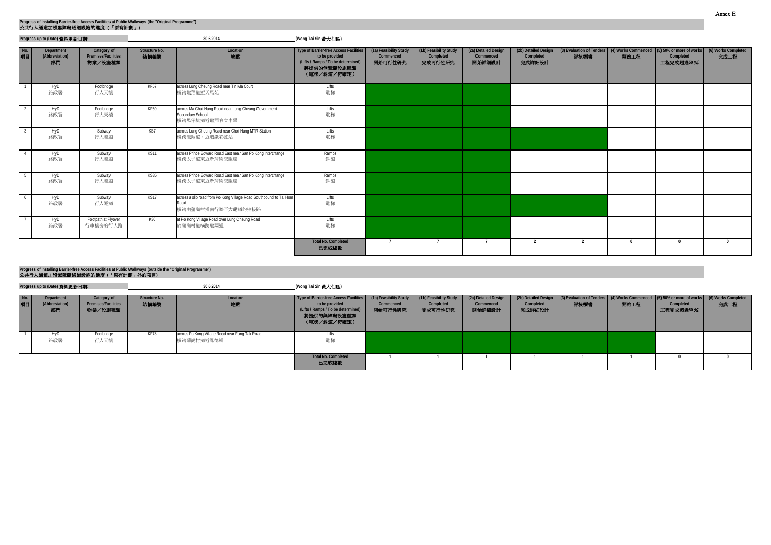Annex E

**Progress of Installing Barrier-free Access Facilities at Public Walkways (the "Original Programme")**
**公共行人通道加設無障礙通道設施的進度（「原有計劃」）**

**Progress up to (Date) 資料更新日期:** 30.6.2014 **(Wong Tai Sin 黃大仙區)**

| No. 項目 | Department (Abbreviation) 部門 | Category of Premises/Facilities 物業／設施種類 | Structure No. 結構編號 | Location 地點 | Type of Barrier-free Access Facilities to be provided (Lifts / Ramps / To be determined) 將提供的無障礙設施種類（電梯／斜道／待確定） | (1a) Feasibility Study Commenced 開始可行性研究 | (1b) Feasibility Study Completed 完成可行性研究 | (2a) Detailed Design Commenced 開始詳細設計 | (2b) Detailed Design Completed 完成詳細設計 | (3) Evaluation of Tenders 評核標書 | (4) Works Commenced 開始工程 | (5) 50% or more of works Completed 工程完成超過50 % | (6) Works Completed 完成工程 |
|---|---|---|---|---|---|---|---|---|---|---|---|---|---|
| 1 | HyD 路政署 | Footbridge 行人天橋 | KF57 | across Lung Cheung Road near Tin Ma Court 橫跨龍翔道近天馬苑 | Lifts 電梯 | | | | | | | | |
| 2 | HyD 路政署 | Footbridge 行人天橋 | KF60 | across Ma Chai Hang Road near Lung Cheung Government Secondary School 橫跨馬仔坑道近龍翔官立中學 | Lifts 電梯 | | | | | | | | |
| 3 | HyD 路政署 | Subway 行人隧道 | KS7 | across Lung Cheung Road near Choi Hung MTR Station 橫跨龍翔道，近港鐵彩虹站 | Lifts 電梯 | | | | | | | | |
| 4 | HyD 路政署 | Subway 行人隧道 | KS11 | across Prince Edward Road East near San Po Kong Interchange 橫跨太子道東近新蒲崗交匯處 | Ramps 斜道 | | | | | | | | |
| 5 | HyD 路政署 | Subway 行人隧道 | KS35 | across Prince Edward Road East near San Po Kong Interchange 橫跨太子道東近新蒲崗交匯處 | Ramps 斜道 | | | | | | | | |
| 6 | HyD 路政署 | Subway 行人隧道 | KS17 | across a slip road from Po Kong Village Road Southbound to Tai Hom Road 橫跨由蒲崗村道南行線至大磡道的連接路 | Lifts 電梯 | | | | | | | | |
| 7 | HyD 路政署 | Footpath at Flyover 行車橋旁的行人路 | K36 | at Po Kong Village Road over Lung Cheung Road 於蒲崗村道橫跨龍翔道 | Lifts 電梯 | | | | | | | | |
| | | | | | **Total No. Completed 已完成總數** | 7 | 7 | 7 | 2 | 2 | 0 | 0 | 0 |

**Progress of Installing Barrier-free Access Facilities at Public Walkways (outside the "Original Programme")**
**公共行人通道加設無障礙通道設施的進度（「原有計劃」外的項目）**

**Progress up to (Date) 資料更新日期:** 30.6.2014 **(Wong Tai Sin 黃大仙區)**

| No. 項目 | Department (Abbreviation) 部門 | Category of Premises/Facilities 物業／設施種類 | Structure No. 結構編號 | Location 地點 | Type of Barrier-free Access Facilities to be provided (Lifts / Ramps / To be determined) 將提供的無障礙設施種類（電梯／斜道／待確定） | (1a) Feasibility Study Commenced 開始可行性研究 | (1b) Feasibility Study Completed 完成可行性研究 | (2a) Detailed Design Commenced 開始詳細設計 | (2b) Detailed Design Completed 完成詳細設計 | (3) Evaluation of Tenders 評核標書 | (4) Works Commenced 開始工程 | (5) 50% or more of works Completed 工程完成超過50 % | (6) Works Completed 完成工程 |
|---|---|---|---|---|---|---|---|---|---|---|---|---|---|
| 1 | HyD 路政署 | Footbridge 行人天橋 | KF78 | across Po Kong Village Road near Fung Tak Road 橫跨蒲崗村道近鳳德道 | Lifts 電梯 | | | | | | | | |
| | | | | | **Total No. Completed 已完成總數** | 1 | 1 | 1 | 1 | 1 | 1 | 0 | 0 |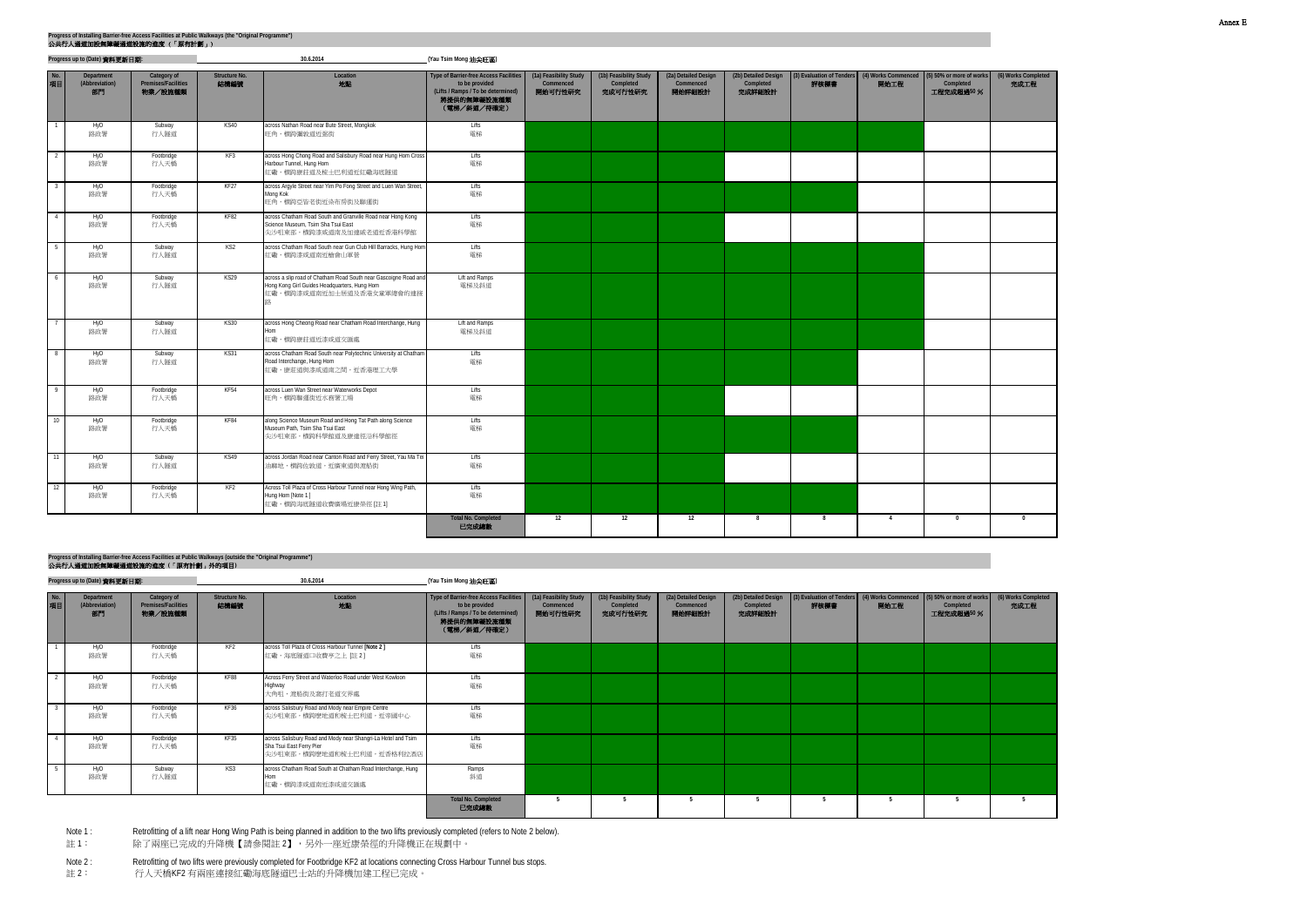Annex E

**Progress of Installing Barrier-free Access Facilities at Public Walkways (the "Original Programme")**
**公共行人通道加設無障礙通道設施的進度（「原有計劃」）**

Progress up to (Date) 資料更新日期: 30.6.2014 (Yau Tsim Mong 油尖旺區)

| No. 項目 | Department (Abbreviation) 部門 | Category of Premises/Facilities 物業／設施種類 | Structure No. 結構編號 | Location 地點 | Type of Barrier-free Access Facilities to be provided (Lifts / Ramps / To be determined) 將提供的無障礙設施種類（電梯／斜道／待確定） | (1a) Feasibility Study Commenced 開始可行性研究 | (1b) Feasibility Study Completed 完成可行性研究 | (2a) Detailed Design Commenced 開始詳細設計 | (2b) Detailed Design Completed 完成詳細設計 | (3) Evaluation of Tenders 評核標書 | (4) Works Commenced 開始工程 | (5) 50% or more of works Completed 工程完成超過50 % | (6) Works Completed 完成工程 |
|---|---|---|---|---|---|---|---|---|---|---|---|---|---|
| 1 | HyD 路政署 | Subway 行人隧道 | KS40 | across Nathan Road near Bute Street, Mongkok 旺角，橫跨彌敦道近弼街 | Lifts 電梯 | | | | | | | | |
| 2 | HyD 路政署 | Footbridge 行人天橋 | KF3 | across Hong Chong Road and Salisbury Road near Hung Hom Cross Harbour Tunnel, Hung Hom 紅磡，橫跨康莊道及梳士巴利道近紅磡海底隧道 | Lifts 電梯 | | | | | | | | |
| 3 | HyD 路政署 | Footbridge 行人天橋 | KF27 | across Argyle Street near Yim Po Fong Street and Luen Wan Street, Mong Kok 旺角，橫跨亞皆老街近染布房街及聯運街 | Lifts 電梯 | | | | | | | | |
| 4 | HyD 路政署 | Footbridge 行人天橋 | KF82 | across Chatham Road South and Granville Road near Hong Kong Science Museum, Tsim Sha Tsui East 尖沙咀東部，橫跨漆咸道南及加連威老道近香港科學館 | Lifts 電梯 | | | | | | | | |
| 5 | HyD 路政署 | Subway 行人隧道 | KS2 | across Chatham Road South near Gun Club Hill Barracks, Hung Hom 紅磡，橫跨漆咸道南近槍會山軍營 | Lifts 電梯 | | | | | | | | |
| 6 | HyD 路政署 | Subway 行人隧道 | KS29 | across a slip road of Chatham Road South near Gascoigne Road and Hong Kong Girl Guides Headquarters, Hung Hom 紅磡，橫跨漆咸道南近加士居道及香港女童軍總會的連接路 | Lift and Ramps 電梯及斜道 | | | | | | | | |
| 7 | HyD 路政署 | Subway 行人隧道 | KS30 | across Hong Cheong Road near Chatham Road Interchange, Hung Hom 紅磡，橫跨康莊道近漆咸道交匯處 | Lift and Ramps 電梯及斜道 | | | | | | | | |
| 8 | HyD 路政署 | Subway 行人隧道 | KS31 | across Chatham Road South near Polytechnic University at Chatham Road Interchange, Hung Hom 紅磡，康莊道與漆咸道南之間，近香港理工大學 | Lifts 電梯 | | | | | | | | |
| 9 | HyD 路政署 | Footbridge 行人天橋 | KF54 | across Luen Wan Street near Waterworks Depot 旺角，橫跨聯運街近水務署工場 | Lifts 電梯 | | | | | | | | |
| 10 | HyD 路政署 | Footbridge 行人天橋 | KF84 | along Science Museum Road and Hong Tat Path along Science Museum Path, Tsim Sha Tsui East 尖沙咀東部，橫跨科學館道及康達徑沿科學館徑 | Lifts 電梯 | | | | | | | | |
| 11 | HyD 路政署 | Subway 行人隧道 | KS49 | across Jordan Road near Canton Road and Ferry Street, Yau Ma Tei 油麻地，橫跨佐敦道，近廣東道與渡船街 | Lifts 電梯 | | | | | | | | |
| 12 | HyD 路政署 | Footbridge 行人天橋 | KF2 | Across Toll Plaza of Cross Harbour Tunnel near Hong Wing Path, Hung Hom [Note 1] 紅磡，橫跨海底隧道收費廣場近康榮徑 [註 1] | Lifts 電梯 | | | | | | | | |
| | | | | | **Total No. Completed 已完成總數** | 12 | 12 | 12 | 8 | 8 | 4 | 0 | 0 |

**Progress of Installing Barrier-free Access Facilities at Public Walkways (outside the "Original Programme")**
**公共行人通道加設無障礙通道設施的進度（「原有計劃」外的項目）**

Progress up to (Date) 資料更新日期: 30.6.2014 (Yau Tsim Mong 油尖旺區)

| No. 項目 | Department (Abbreviation) 部門 | Category of Premises/Facilities 物業／設施種類 | Structure No. 結構編號 | Location 地點 | Type of Barrier-free Access Facilities to be provided (Lifts / Ramps / To be determined) 將提供的無障礙設施種類（電梯／斜道／待確定） | (1a) Feasibility Study Commenced 開始可行性研究 | (1b) Feasibility Study Completed 完成可行性研究 | (2a) Detailed Design Commenced 開始詳細設計 | (2b) Detailed Design Completed 完成詳細設計 | (3) Evaluation of Tenders 評核標書 | (4) Works Commenced 開始工程 | (5) 50% or more of works Completed 工程完成超過50 % | (6) Works Completed 完成工程 |
|---|---|---|---|---|---|---|---|---|---|---|---|---|---|
| 1 | HyD 路政署 | Footbridge 行人天橋 | KF2 | across Toll Plaza of Cross Harbour Tunnel [Note 2] 紅磡，海底隧道口收費亭之上 [註 2] | Lifts 電梯 | | | | | | | | |
| 2 | HyD 路政署 | Footbridge 行人天橋 | KF88 | Across Ferry Street and Waterloo Road under West Kowloon Highway 大角咀，渡船街及窩打老道交界處 | Lifts 電梯 | | | | | | | | |
| 3 | HyD 路政署 | Footbridge 行人天橋 | KF36 | across Salisbury Road and Mody near Empire Centre 尖沙咀東部，橫跨麼地道和梳士巴利道，近帝國中心 | Lifts 電梯 | | | | | | | | |
| 4 | HyD 路政署 | Footbridge 行人天橋 | KF35 | across Salisbury Road and Mody near Shangri-La Hotel and Tsim Sha Tsui East Ferry Pier 尖沙咀東部，橫跨麼地道和梳士巴利道，近香格里拉酒店 | Lifts 電梯 | | | | | | | | |
| 5 | HyD 路政署 | Subway 行人隧道 | KS3 | across Chatham Road South at Chatham Road Interchange, Hung Hom 紅磡，橫跨漆咸道南近漆咸道交匯處 | Ramps 斜道 | | | | | | | | |
| | | | | | **Total No. Completed 已完成總數** | 5 | 5 | 5 | 5 | 5 | 5 | 5 | 5 |

Note 1 : Retrofitting of a lift near Hong Wing Path is being planned in addition to the two lifts previously completed (refers to Note 2 below).

註 1 : 除了兩座已完成的升降機【請參閱註 2】，另外一座近康榮徑的升降機正在規劃中。

Note 2 : Retrofitting of two lifts were previously completed for Footbridge KF2 at locations connecting Cross Harbour Tunnel bus stops.

註 2 : 行人天橋KF2 有兩座連接紅磡海底隧道巴士站的升降機加建工程已完成。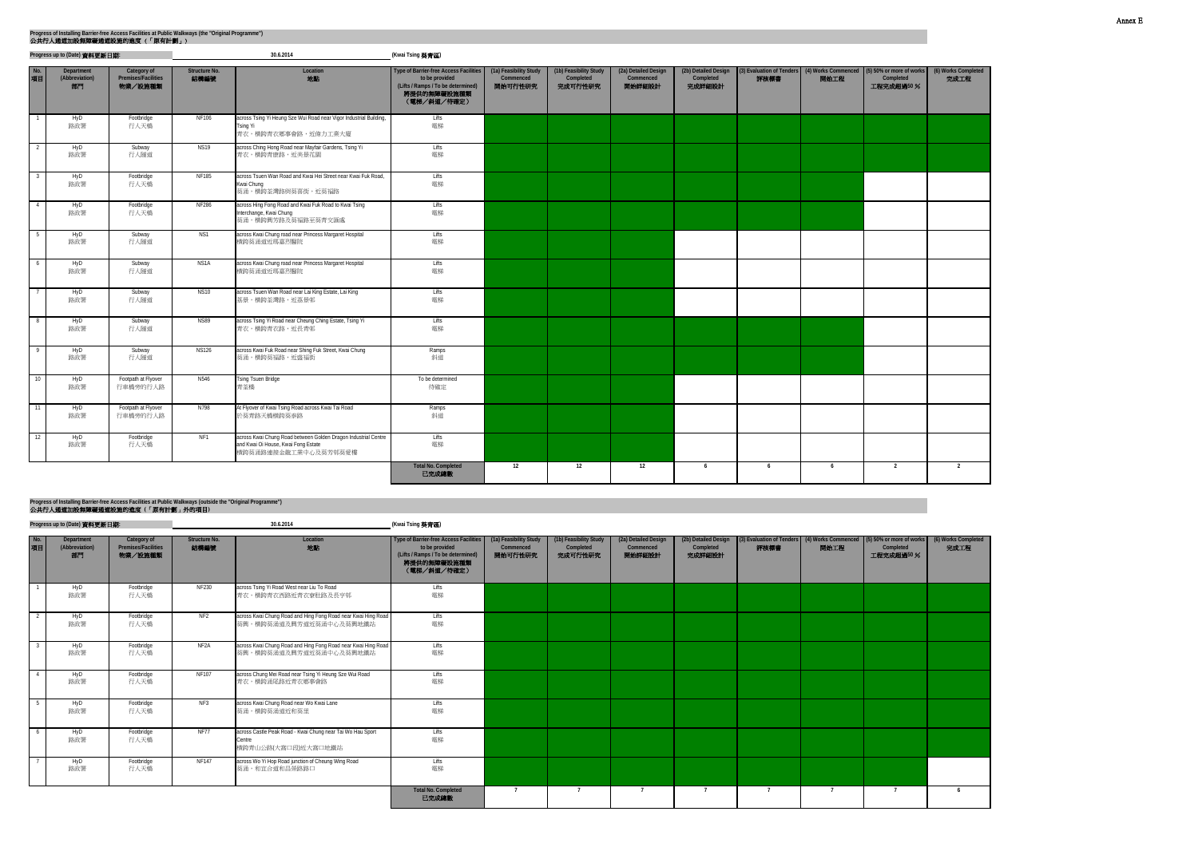Annex E

**Progress of Installing Barrier-free Access Facilities at Public Walkways (the "Original Programme")**
**公共行人通道加設無障礙通道設施的進度（「原有計劃」）**

**Progress up to (Date) 資料更新日期:** 30.6.2014 **(Kwai Tsing 葵青區)**

Note: ■ indicates a cell shaded green on the original page.

| No. 項目 | Department (Abbreviation) 部門 | Category of Premises/Facilities 物業／設施類別 | Structure No. 結構編號 | Location 地點 | Type of Barrier-free Access Facilities to be provided (Lifts / Ramps / To be determined) 將提供的無障礙設施種類（電梯／斜道／待確定） | (1a) Feasibility Study Commenced 開始可行性研究 | (1b) Feasibility Study Completed 完成可行性研究 | (2a) Detailed Design Commenced 開始詳細設計 | (2b) Detailed Design Completed 完成詳細設計 | (3) Evaluation of Tenders 評核標書 | (4) Works Commenced 開始工程 | (5) 50% or more of works Completed 工程完成超過50 % | (6) Works Completed 完成工程 |
|---|---|---|---|---|---|---|---|---|---|---|---|---|---|
| 1 | HyD 路政署 | Footbridge 行人天橋 | NF106 | across Tsing Yi Heung Sze Wui Road near Vigor Industrial Building, Tsing Yi 青衣，橫跨青衣鄉事會路，近偉力工業大廈 | Lifts 電梯 | ■ | ■ | ■ | ■ | ■ | ■ | ■ | ■ |
| 2 | HyD 路政署 | Subway 行人隧道 | NS19 | across Ching Hong Road near Mayfair Gardens, Tsing Yi 青衣，橫跨青康路，近美景花園 | Lifts 電梯 | ■ | ■ | ■ | ■ | ■ | ■ | ■ | ■ |
| 3 | HyD 路政署 | Footbridge 行人天橋 | NF185 | across Tsuen Wan Road and Kwai Hei Street near Kwai Fuk Road, Kwai Chung 葵涌，橫跨荃灣路與葵喜街，近葵福路 | Lifts 電梯 | ■ | ■ | ■ | ■ | ■ | ■ | | |
| 4 | HyD 路政署 | Footbridge 行人天橋 | NF286 | across Hing Fong Road and Kwai Fuk Road to Kwai Tsing Interchange, Kwai Chung 葵涌，橫跨興芳路及葵福路至葵青交匯處 | Lifts 電梯 | ■ | ■ | ■ | ■ | ■ | ■ | | |
| 5 | HyD 路政署 | Subway 行人隧道 | NS1 | across Kwai Chung road near Princess Margaret Hospital 橫跨葵涌道近瑪嘉烈醫院 | Lifts 電梯 | ■ | ■ | ■ | | | | | |
| 6 | HyD 路政署 | Subway 行人隧道 | NS1A | across Kwai Chung road near Princess Margaret Hospital 橫跨葵涌道近瑪嘉烈醫院 | Lifts 電梯 | ■ | ■ | ■ | | | | | |
| 7 | HyD 路政署 | Subway 行人隧道 | NS10 | across Tsuen Wan Road near Lai King Estate, Lai King 荔景，橫跨荃灣路，近荔景邨 | Lifts 電梯 | ■ | ■ | ■ | | | | | |
| 8 | HyD 路政署 | Subway 行人隧道 | NS89 | across Tsing Yi Road near Cheung Ching Estate, Tsing Yi 青衣，橫跨青衣路，近長青邨 | Lifts 電梯 | ■ | ■ | ■ | ■ | ■ | ■ | | |
| 9 | HyD 路政署 | Subway 行人隧道 | NS126 | across Kwai Fuk Road near Shing Fuk Street, Kwai Chung 葵涌，橫跨葵福路，近盛福街 | Ramps 斜道 | ■ | ■ | ■ | ■ | ■ | ■ | | |
| 10 | HyD 路政署 | Footpath at Flyover 行車橋旁的行人路 | N546 | Tsing Tsuen Bridge 青荃橋 | To be determined 待確定 | ■ | ■ | ■ | | | | | |
| 11 | HyD 路政署 | Footpath at Flyover 行車橋旁的行人路 | N798 | At Flyover of Kwai Tsing Road across Kwai Tai Road 於葵青路天橋橫跨葵泰路 | Ramps 斜道 | ■ | ■ | ■ | | | | | |
| 12 | HyD 路政署 | Footbridge 行人天橋 | NF1 | across Kwai Chung Road between Golden Dragon Industrial Centre and Kwai Oi House, Kwai Fong Estate 橫跨葵涌路連接金龍工業中心及葵芳邨葵愛樓 | Lifts 電梯 | ■ | ■ | ■ | | | | | |
| | | | | | **Total No. Completed 已完成總數** | 12 | 12 | 12 | 6 | 6 | 6 | 2 | 2 |

**Progress of Installing Barrier-free Access Facilities at Public Walkways (outside the "Original Programme")**
**公共行人通道加設無障礙通道設施的進度（「原有計劃」外的項目）**

**Progress up to (Date) 資料更新日期:** 30.6.2014 **(Kwai Tsing 葵青區)**

| No. 項目 | Department (Abbreviation) 部門 | Category of Premises/Facilities 物業／設施類別 | Structure No. 結構編號 | Location 地點 | Type of Barrier-free Access Facilities to be provided (Lifts / Ramps / To be determined) 將提供的無障礙設施種類（電梯／斜道／待確定） | (1a) Feasibility Study Commenced 開始可行性研究 | (1b) Feasibility Study Completed 完成可行性研究 | (2a) Detailed Design Commenced 開始詳細設計 | (2b) Detailed Design Completed 完成詳細設計 | (3) Evaluation of Tenders 評核標書 | (4) Works Commenced 開始工程 | (5) 50% or more of works Completed 工程完成超過50 % | (6) Works Completed 完成工程 |
|---|---|---|---|---|---|---|---|---|---|---|---|---|---|
| 1 | HyD 路政署 | Footbridge 行人天橋 | NF230 | across Tsing Yi Road West near Liu To Road 青衣，橫跨青衣西路近青衣寮肚路及長宇邨 | Lifts 電梯 | ■ | ■ | ■ | ■ | ■ | ■ | ■ | ■ |
| 2 | HyD 路政署 | Footbridge 行人天橋 | NF2 | across Kwai Chung Road and Hing Fong Road near Kwai Hing Road 葵興，橫跨葵涌道及興芳道近葵涌中心及葵興地鐵站 | Lifts 電梯 | ■ | ■ | ■ | ■ | ■ | ■ | ■ | ■ |
| 3 | HyD 路政署 | Footbridge 行人天橋 | NF2A | across Kwai Chung Road and Hing Fong Road near Kwai Hing Road 葵興，橫跨葵涌道及興芳道近葵涌中心及葵興地鐵站 | Lifts 電梯 | ■ | ■ | ■ | ■ | ■ | ■ | ■ | ■ |
| 4 | HyD 路政署 | Footbridge 行人天橋 | NF107 | across Chung Mei Road near Tsing Yi Heung Sze Wui Road 青衣，橫跨涌美路近青衣鄉事會路 | Lifts 電梯 | ■ | ■ | ■ | ■ | ■ | ■ | ■ | ■ |
| 5 | HyD 路政署 | Footbridge 行人天橋 | NF3 | across Kwai Chung Road near Wo Kwai Lane 葵涌，橫跨葵涌道近和葵里 | Lifts 電梯 | ■ | ■ | ■ | ■ | ■ | ■ | ■ | ■ |
| 6 | HyD 路政署 | Footbridge 行人天橋 | NF77 | across Castle Peak Road - Kwai Chung near Tai Wo Hau Sport Centre 橫跨青山公路(大窩口段)近大窩口地鐵站 | Lifts 電梯 | ■ | ■ | ■ | ■ | ■ | ■ | ■ | ■ |
| 7 | HyD 路政署 | Footbridge 行人天橋 | NF147 | across Wo Yi Hop Road junction of Cheung Wing Road 葵涌，和宜合道和昌榮路路口 | Lifts 電梯 | ■ | ■ | ■ | ■ | ■ | ■ | ■ | |
| | | | | | **Total No. Completed 已完成總數** | 7 | 7 | 7 | 7 | 7 | 7 | 7 | 6 |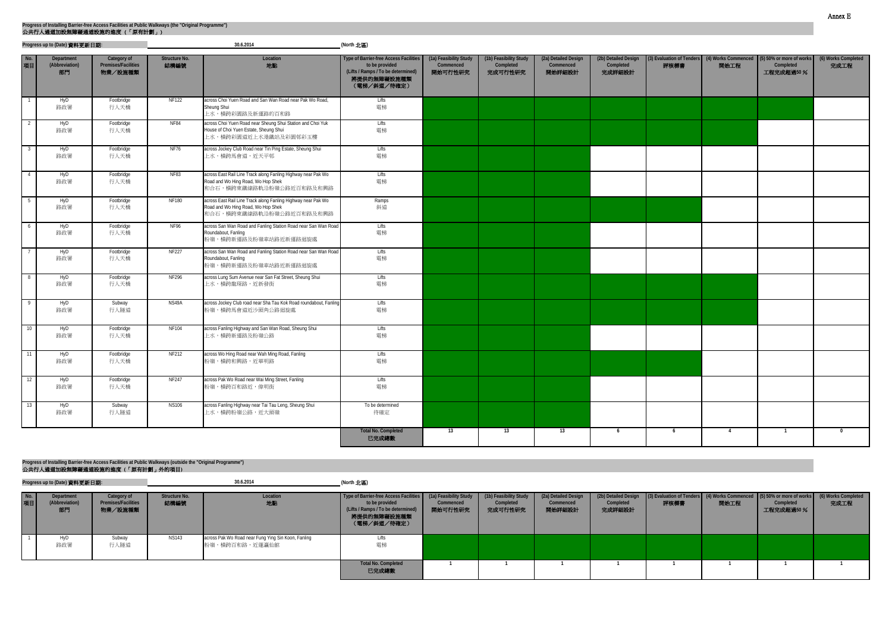**Progress of Installing Barrier-free Access Facilities at Public Walkways (the "Original Programme")**
**公共行人通道加設無障礙通道設施的進度（「原有計劃」）**

**Progress up to (Date) 資料更新日期:** 30.6.2014 **(North 北區)**

| No. 項目 | Department (Abbreviation) 部門 | Category of Premises/Facilities 物業／設施種類 | Structure No. 結構編號 | Location 地點 | Type of Barrier-free Access Facilities to be provided (Lifts / Ramps / To be determined) 將提供的無障礙設施種類（電梯／斜道／待確定） | (1a) Feasibility Study Commenced 開始可行性研究 | (1b) Feasibility Study Completed 完成可行性研究 | (2a) Detailed Design Commenced 開始詳細設計 | (2b) Detailed Design Completed 完成詳細設計 | (3) Evaluation of Tenders 評核標書 | (4) Works Commenced 開始工程 | (5) 50% or more of works Completed 工程完成超過50 % | (6) Works Completed 完成工程 |
|---|---|---|---|---|---|---|---|---|---|---|---|---|---|
| 1 | HyD 路政署 | Footbridge 行人天橋 | NF122 | across Choi Yuen Road and San Wan Road near Pak Wo Road, Sheung Shui 上水，橫跨彩園路及新運路的百和路 | Lifts 電梯 | | | | | | | | |
| 2 | HyD 路政署 | Footbridge 行人天橋 | NF84 | across Choi Yuen Road near Sheung Shui Station and Choi Yuk House of Choi Yuen Estate, Sheung Shui 上水，橫跨彩園道近上水港鐵站及彩園邨彩玉樓 | Lifts 電梯 | | | | | | | | |
| 3 | HyD 路政署 | Footbridge 行人天橋 | NF76 | across Jockey Club Road near Tin Ping Estate, Sheung Shui 上水，橫跨馬會道，近天平邨 | Lifts 電梯 | | | | | | | | |
| 4 | HyD 路政署 | Footbridge 行人天橋 | NF83 | across East Rail Line Track along Fanling Highway near Pak Wo Road and Wo Hing Road, Wo Hop Shek 和合石，橫跨東鐵線路軌沿粉嶺公路近百和路及和興路 | Lifts 電梯 | | | | | | | | |
| 5 | HyD 路政署 | Footbridge 行人天橋 | NF180 | across East Rail Line Track along Fanling Highway near Pak Wo Road and Wo Hing Road, Wo Hop Shek 和合石，橫跨東鐵線路軌沿粉嶺公路近百和路及和興路 | Ramps 斜道 | | | | | | | | |
| 6 | HyD 路政署 | Footbridge 行人天橋 | NF96 | across San Wan Road and Fanling Station Road near San Wan Road Roundabout, Fanling 粉嶺，橫跨新運路及粉嶺車站路近新運路迴旋處 | Lifts 電梯 | | | | | | | | |
| 7 | HyD 路政署 | Footbridge 行人天橋 | NF227 | across San Wan Road and Fanling Station Road near San Wan Road Roundabout, Fanling 粉嶺，橫跨新運路及粉嶺車站路近新運路迴旋處 | Lifts 電梯 | | | | | | | | |
| 8 | HyD 路政署 | Footbridge 行人天橋 | NF296 | across Lung Sum Avenue near San Fat Street, Sheung Shui 上水，橫跨龍琛路，近新發街 | Lifts 電梯 | | | | | | | | |
| 9 | HyD 路政署 | Subway 行人隧道 | NS49A | across Jockey Club road near Sha Tau Kok Road roundabout, Fanling 粉嶺，橫跨馬會道近沙頭角公路迴旋處 | Lifts 電梯 | | | | | | | | |
| 10 | HyD 路政署 | Footbridge 行人天橋 | NF104 | across Fanling Highway and San Wan Road, Sheung Shui 上水，橫跨新運路及粉嶺公路 | Lifts 電梯 | | | | | | | | |
| 11 | HyD 路政署 | Footbridge 行人天橋 | NF212 | across Wo Hing Road near Wah Ming Road, Fanling 粉嶺，橫跨和興路，近華明路 | Lifts 電梯 | | | | | | | | |
| 12 | HyD 路政署 | Footbridge 行人天橋 | NF247 | across Pak Wo Road near Wai Ming Street, Fanling 粉嶺，橫跨百和路近，偉明街 | Lifts 電梯 | | | | | | | | |
| 13 | HyD 路政署 | Subway 行人隧道 | NS106 | across Fanling Highway near Tai Tau Leng, Sheung Shui 上水，橫跨粉嶺公路，近大頭嶺 | To be determined 待確定 | | | | | | | | |
| | | | | | **Total No. Completed 已完成總數** | 13 | 13 | 13 | 6 | 6 | 4 | 1 | 0 |

**Progress of Installing Barrier-free Access Facilities at Public Walkways (outside the "Original Programme")**
**公共行人通道加設無障礙通道設施的進度（「原有計劃」外的項目）**

**Progress up to (Date) 資料更新日期:** 30.6.2014 **(North 北區)**

| No. 項目 | Department (Abbreviation) 部門 | Category of Premises/Facilities 物業／設施種類 | Structure No. 結構編號 | Location 地點 | Type of Barrier-free Access Facilities to be provided (Lifts / Ramps / To be determined) 將提供的無障礙設施種類（電梯／斜道／待確定） | (1a) Feasibility Study Commenced 開始可行性研究 | (1b) Feasibility Study Completed 完成可行性研究 | (2a) Detailed Design Commenced 開始詳細設計 | (2b) Detailed Design Completed 完成詳細設計 | (3) Evaluation of Tenders 評核標書 | (4) Works Commenced 開始工程 | (5) 50% or more of works Completed 工程完成超過50 % | (6) Works Completed 完成工程 |
|---|---|---|---|---|---|---|---|---|---|---|---|---|---|
| 1 | HyD 路政署 | Subway 行人隧道 | NS143 | across Pak Wo Road near Fung Ying Sin Koon, Fanling 粉嶺，橫跨百和路，近蓬瀛仙館 | Lifts 電梯 | | | | | | | | |
| | | | | | **Total No. Completed 已完成總數** | 1 | 1 | 1 | 1 | 1 | 1 | 1 | 1 |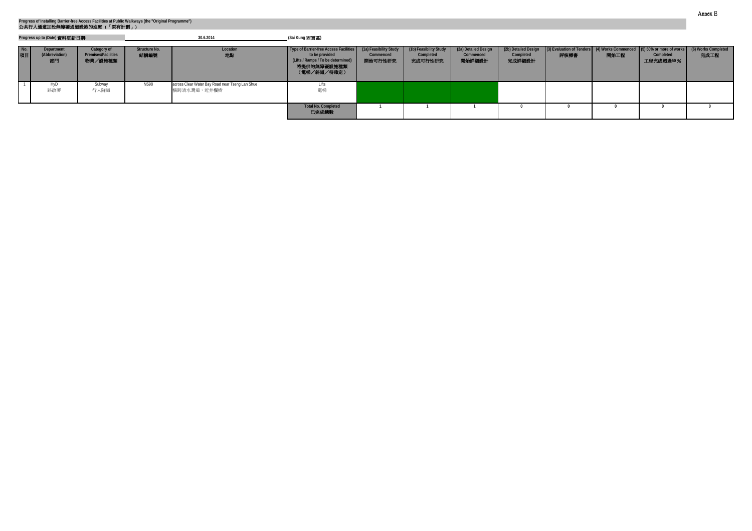Annex E

**Progress of Installing Barrier-free Access Facilities at Public Walkways (the "Original Programme")**
**公共行人通道加設無障礙通道設施的進度（「原有計劃」）**

**Progress up to (Date) 資料更新日期:** 30.6.2014 (Sai Kung 西貢區)

| No. 項目 | Department (Abbreviation) 部門 | Category of Premises/Facilities 物業／設施種類 | Structure No. 結構編號 | Location 地點 | Type of Barrier-free Access Facilities to be provided (Lifts / Ramps / To be determined) 將提供的無障礙設施種類（電梯／斜道／待確定） | (1a) Feasibility Study Commenced 開始可行性研究 | (1b) Feasibility Study Completed 完成可行性研究 | (2a) Detailed Design Commenced 開始詳細設計 | (2b) Detailed Design Completed 完成詳細設計 | (3) Evaluation of Tenders 評核標書 | (4) Works Commenced 開始工程 | (5) 50% or more of works Completed 工程完成超過50 % | (6) Works Completed 完成工程 |
|---|---|---|---|---|---|---|---|---|---|---|---|---|---|
| 1 | HyD 路政署 | Subway 行人隧道 | NS98 | across Clear Water Bay Road near Tseng Lan Shue 橫跨清水灣道，近井欄樹 | Lifts 電梯 | | | | | | | | |
| | | | | | **Total No. Completed 已完成總數** | 1 | 1 | 1 | 0 | 0 | 0 | 0 | 0 |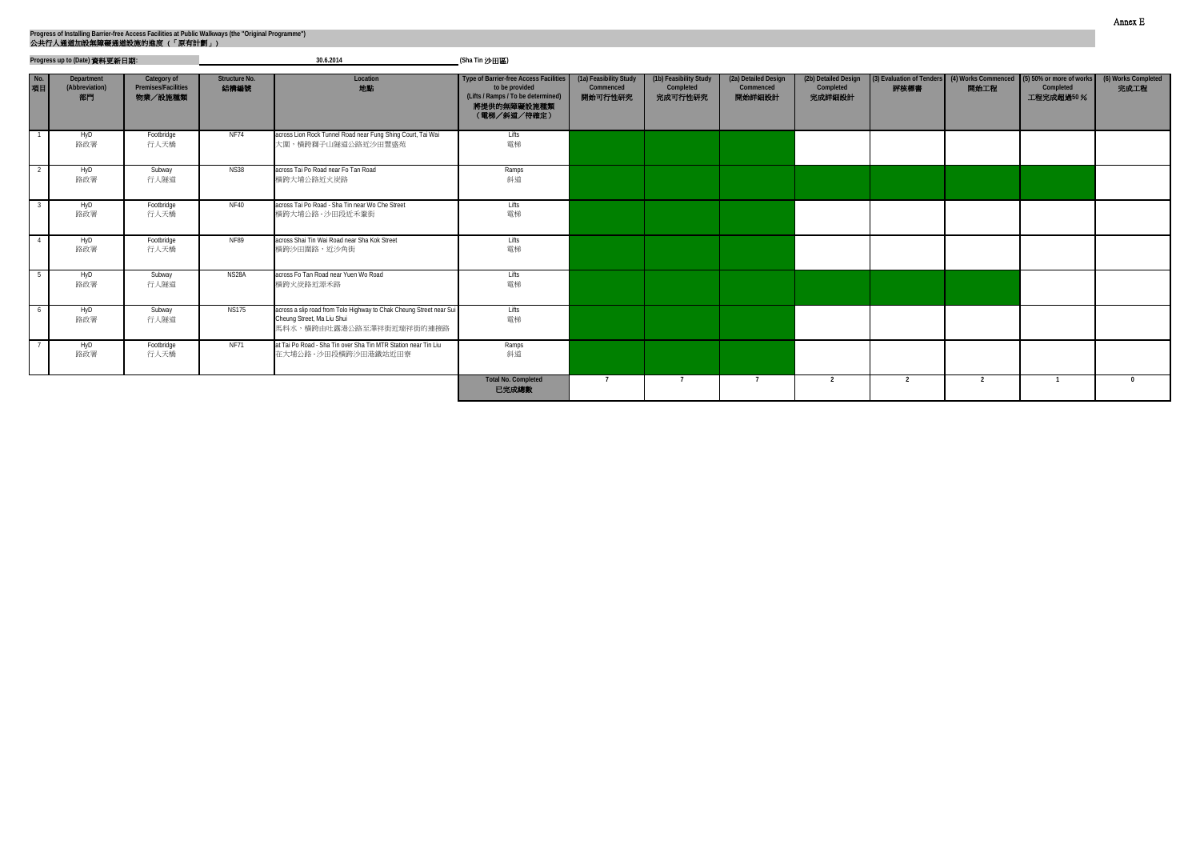Annex E

**Progress of Installing Barrier-free Access Facilities at Public Walkways (the "Original Programme")**
**公共行人通道加設無障礙通道設施的進度（「原有計劃」）**

**Progress up to (Date) 資料更新日期:** 30.6.2014 (Sha Tin 沙田區)

| No. 項目 | Department (Abbreviation) 部門 | Category of Premises/Facilities 物業／設施種類 | Structure No. 結構編號 | Location 地點 | Type of Barrier-free Access Facilities to be provided (Lifts / Ramps / To be determined) 將提供的無障礙設施種類（電梯／斜道／待確定） | (1a) Feasibility Study Commenced 開始可行性研究 | (1b) Feasibility Study Completed 完成可行性研究 | (2a) Detailed Design Commenced 開始詳細設計 | (2b) Detailed Design Completed 完成詳細設計 | (3) Evaluation of Tenders 評核標書 | (4) Works Commenced 開始工程 | (5) 50% or more of works Completed 工程完成超過50 % | (6) Works Completed 完成工程 |
|---|---|---|---|---|---|---|---|---|---|---|---|---|---|
| 1 | HyD 路政署 | Footbridge 行人天橋 | NF74 | across Lion Rock Tunnel Road near Fung Shing Court, Tai Wai 大圍，橫跨獅子山隧道公路近沙田豐盛苑 | Lifts 電梯 | ✓ | ✓ | ✓ | | | | | |
| 2 | HyD 路政署 | Subway 行人隧道 | NS38 | across Tai Po Road near Fo Tan Road 橫跨大埔公路近火炭路 | Ramps 斜道 | ✓ | ✓ | ✓ | ✓ | ✓ | ✓ | ✓ | |
| 3 | HyD 路政署 | Footbridge 行人天橋 | NF40 | across Tai Po Road - Sha Tin near Wo Che Street 橫跨大埔公路 - 沙田段近禾輋街 | Lifts 電梯 | ✓ | ✓ | ✓ | | | | | |
| 4 | HyD 路政署 | Footbridge 行人天橋 | NF89 | across Shai Tin Wai Road near Sha Kok Street 橫跨沙田圍路，近沙角街 | Lifts 電梯 | ✓ | ✓ | ✓ | | | | | |
| 5 | HyD 路政署 | Subway 行人隧道 | NS28A | across Fo Tan Road near Yuen Wo Road 橫跨火炭路近源禾路 | Lifts 電梯 | ✓ | ✓ | ✓ | ✓ | ✓ | ✓ | | |
| 6 | HyD 路政署 | Subway 行人隧道 | NS175 | across a slip road from Tolo Highway to Chak Cheung Street near Sui Cheung Street, Ma Liu Shui 馬料水，橫跨由吐露港公路至澤祥街近瑞祥街的連接路 | Lifts 電梯 | ✓ | ✓ | ✓ | | | | | |
| 7 | HyD 路政署 | Footbridge 行人天橋 | NF71 | at Tai Po Road - Sha Tin over Sha Tin MTR Station near Tin Liu 在大埔公路 - 沙田段橫跨沙田港鐵站近田寮 | Ramps 斜道 | ✓ | ✓ | ✓ | | | | | |
| | | | | | **Total No. Completed 已完成總數** | 7 | 7 | 7 | 2 | 2 | 2 | 1 | 0 |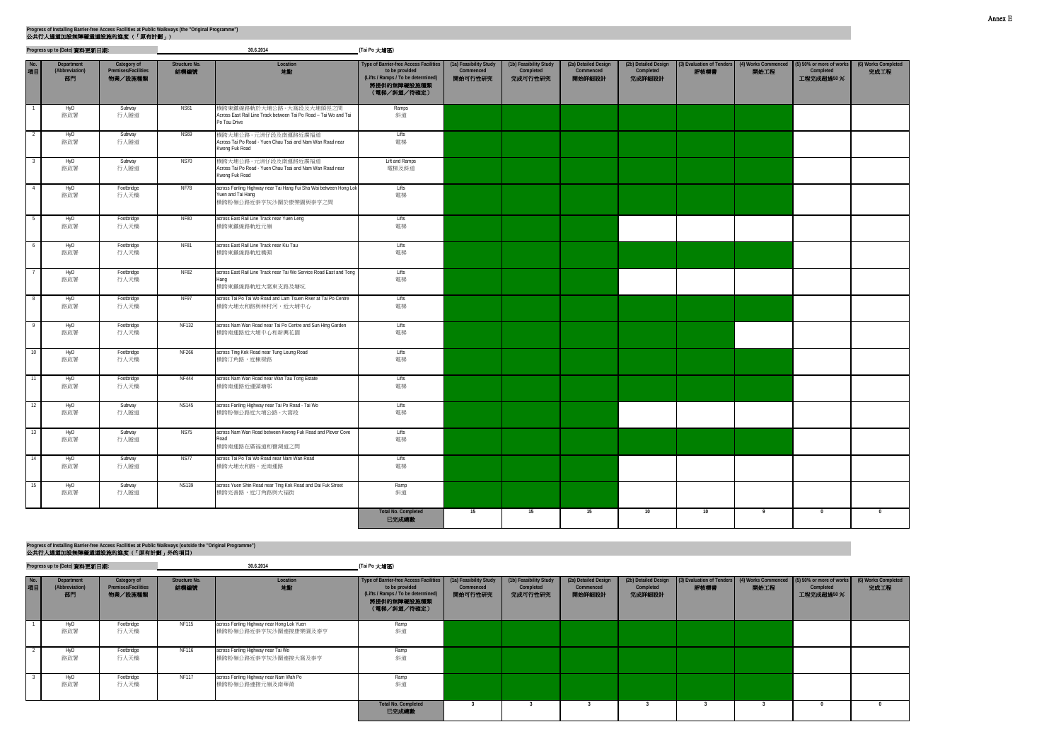Annex E

**Progress of Installing Barrier-free Access Facilities at Public Walkways (the "Original Programme")**
**公共行人通道加設無障礙通道設施的進度（「原有計劃」）**

**Progress up to (Date) 資料更新日期:** 30.6.2014 **(Tai Po 大埔區)**

| No. 項目 | Department (Abbreviation) 部門 | Category of Premises/Facilities 物業／設施種類 | Structure No. 結構編號 | Location 地點 | Type of Barrier-free Access Facilities to be provided (Lifts / Ramps / To be determined) 將提供的無障礙設施種類（電梯／斜道／待確定） | (1a) Feasibility Study Commenced 開始可行性研究 | (1b) Feasibility Study Completed 完成可行性研究 | (2a) Detailed Design Commenced 開始詳細設計 | (2b) Detailed Design Completed 完成詳細設計 | (3) Evaluation of Tenders 評核標書 | (4) Works Commenced 開始工程 | (5) 50% or more of works Completed 工程完成超過50 % | (6) Works Completed 完成工程 |
|---|---|---|---|---|---|---|---|---|---|---|---|---|---|
| 1 | HyD 路政署 | Subway 行人隧道 | NS61 | 橫跨東鐵線路軌於大埔公路－大窩段及大埔頭徑之間 Across East Rail Line Track between Tai Po Road – Tai Wo and Tai Po Tau Drive | Ramps 斜道 | | | | | | | | |
| 2 | HyD 路政署 | Subway 行人隧道 | NS69 | 橫跨大埔公路－元洲仔段及南運路近廣福道 Across Tai Po Road - Yuen Chau Tsai and Nam Wan Road near Kwong Fuk Road | Lifts 電梯 | | | | | | | | |
| 3 | HyD 路政署 | Subway 行人隧道 | NS70 | 橫跨大埔公路－元洲仔段及南運路近廣福道 Across Tai Po Road - Yuen Chau Tsai and Nam Wan Road near Kwong Fuk Road | Lift and Ramps 電梯及斜道 | | | | | | | | |
| 4 | HyD 路政署 | Footbridge 行人天橋 | NF78 | across Fanling Highway near Tai Hang Fui Sha Wai between Hong Lok Yuen and Tai Hang 橫跨粉嶺公路近泰亨灰沙圍於康樂園與泰亨之間 | Lifts 電梯 | | | | | | | | |
| 5 | HyD 路政署 | Footbridge 行人天橋 | NF80 | across East Rail Line Track near Yuen Leng 橫跨東鐵線路軌近元嶺 | Lifts 電梯 | | | | | | | | |
| 6 | HyD 路政署 | Footbridge 行人天橋 | NF81 | across East Rail Line Track near Kiu Tau 橫跨東鐵線路軌近橋頭 | Lifts 電梯 | | | | | | | | |
| 7 | HyD 路政署 | Footbridge 行人天橋 | NF82 | across East Rail Line Track near Tai Wo Service Road East and Tong Hang 橫跨東鐵線路軌近大窩東支路及塘坑 | Lifts 電梯 | | | | | | | | |
| 8 | HyD 路政署 | Footbridge 行人天橋 | NF97 | across Tai Po Tai Wo Road and Lam Tsuen River at Tai Po Centre 橫跨大埔太和路與林村河，近大埔中心 | Lifts 電梯 | | | | | | | | |
| 9 | HyD 路政署 | Footbridge 行人天橋 | NF132 | across Nam Wan Road near Tai Po Centre and Sun Hing Garden 橫跨南運路近大埔中心和新興花園 | Lifts 電梯 | | | | | | | | |
| 10 | HyD 路政署 | Footbridge 行人天橋 | NF266 | across Ting Kok Road near Tung Leung Road 橫跨汀角路，近棟樑路 | Lifts 電梯 | | | | | | | | |
| 11 | HyD 路政署 | Footbridge 行人天橋 | NF444 | across Nam Wan Road near Wan Tau Tong Estate 橫跨南運路近運頭塘邨 | Lifts 電梯 | | | | | | | | |
| 12 | HyD 路政署 | Subway 行人隧道 | NS145 | across Fanling Highway near Tai Po Road - Tai Wo 橫跨粉嶺公路近大埔公路－大窩段 | Lifts 電梯 | | | | | | | | |
| 13 | HyD 路政署 | Subway 行人隧道 | NS75 | across Nam Wan Road between Kwong Fuk Road and Plover Cove Road 橫跨南運路在廣福道和寶湖道之間 | Lifts 電梯 | | | | | | | | |
| 14 | HyD 路政署 | Subway 行人隧道 | NS77 | across Tai Po Tai Wo Road near Nam Wan Road 橫跨大埔太和路，近南運路 | Lifts 電梯 | | | | | | | | |
| 15 | HyD 路政署 | Subway 行人隧道 | NS139 | across Yuen Shin Road near Ting Kok Road and Dai Fuk Street 橫跨完善路，近汀角路與大福街 | Ramp 斜道 | | | | | | | | |
| | | | | | **Total No. Completed 已完成總數** | 15 | 15 | 15 | 10 | 10 | 9 | 0 | 0 |

**Progress of Installing Barrier-free Access Facilities at Public Walkways (outside the "Original Programme")**
**公共行人通道加設無障礙通道設施的進度（「原有計劃」外的項目）**

**Progress up to (Date) 資料更新日期:** 30.6.2014 **(Tai Po 大埔區)**

| No. 項目 | Department (Abbreviation) 部門 | Category of Premises/Facilities 物業／設施種類 | Structure No. 結構編號 | Location 地點 | Type of Barrier-free Access Facilities to be provided (Lifts / Ramps / To be determined) 將提供的無障礙設施種類（電梯／斜道／待確定） | (1a) Feasibility Study Commenced 開始可行性研究 | (1b) Feasibility Study Completed 完成可行性研究 | (2a) Detailed Design Commenced 開始詳細設計 | (2b) Detailed Design Completed 完成詳細設計 | (3) Evaluation of Tenders 評核標書 | (4) Works Commenced 開始工程 | (5) 50% or more of works Completed 工程完成超過50 % | (6) Works Completed 完成工程 |
|---|---|---|---|---|---|---|---|---|---|---|---|---|---|
| 1 | HyD 路政署 | Footbridge 行人天橋 | NF115 | across Fanling Highway near Hong Lok Yuen 橫跨粉嶺公路近泰亨灰沙圍連接康樂園及泰亨 | Ramp 斜道 | | | | | | | | |
| 2 | HyD 路政署 | Footbridge 行人天橋 | NF116 | across Fanling Highway near Tai Wo 橫跨粉嶺公路近泰亨灰沙圍連接大窩及泰亨 | Ramp 斜道 | | | | | | | | |
| 3 | HyD 路政署 | Footbridge 行人天橋 | NF117 | across Fanling Highway near Nam Wah Po 橫跨粉嶺公路連接元嶺及南華莆 | Ramp 斜道 | | | | | | | | |
| | | | | | **Total No. Completed 已完成總數** | 3 | 3 | 3 | 3 | 3 | 3 | 0 | 0 |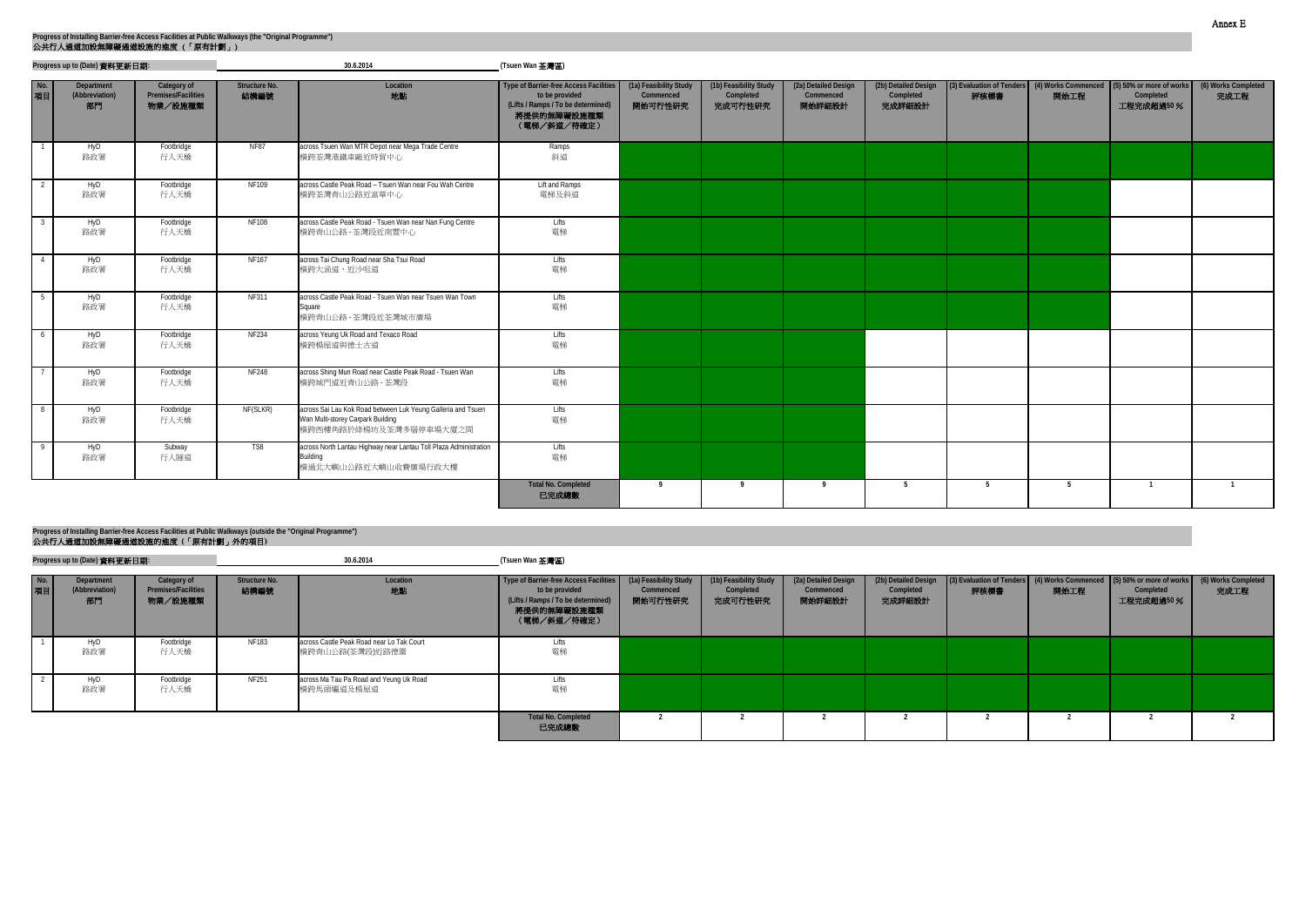**Progress of Installing Barrier-free Access Facilities at Public Walkways (the "Original Programme")**
**公共行人通道加設無障礙通道設施的進度（「原有計劃」）**

**Progress up to (Date) 資料更新日期:** 30.6.2014 (Tsuen Wan 荃灣區)

Note: ✓ marks the stages shown as completed (shaded cells) in the original.

| No. 項目 | Department (Abbreviation) 部門 | Category of Premises/Facilities 物業／設施種類 | Structure No. 結構編號 | Location 地點 | Type of Barrier-free Access Facilities to be provided (Lifts / Ramps / To be determined) 將提供的無障礙設施種類（電梯／斜道／待確定） | (1a) Feasibility Study Commenced 開始可行性研究 | (1b) Feasibility Study Completed 完成可行性研究 | (2a) Detailed Design Commenced 開始詳細設計 | (2b) Detailed Design Completed 完成詳細設計 | (3) Evaluation of Tenders 評核標書 | (4) Works Commenced 開始工程 | (5) 50% or more of works Completed 工程完成超過50 % | (6) Works Completed 完成工程 |
|---|---|---|---|---|---|---|---|---|---|---|---|---|---|
| 1 | HyD 路政署 | Footbridge 行人天橋 | NF87 | across Tsuen Wan MTR Depot near Mega Trade Centre 橫跨荃灣港鐵車廠近時貿中心 | Ramps 斜道 | ✓ | ✓ | ✓ | ✓ | ✓ | ✓ | ✓ | ✓ |
| 2 | HyD 路政署 | Footbridge 行人天橋 | NF109 | across Castle Peak Road – Tsuen Wan near Fou Wah Centre 橫跨荃灣青山公路近富華中心 | Lift and Ramps 電梯及斜道 | ✓ | ✓ | ✓ | ✓ | ✓ | ✓ | | |
| 3 | HyD 路政署 | Footbridge 行人天橋 | NF108 | across Castle Peak Road - Tsuen Wan near Nan Fung Centre 橫跨青山公路 - 荃灣段近南豐中心 | Lifts 電梯 | ✓ | ✓ | ✓ | ✓ | ✓ | ✓ | | |
| 4 | HyD 路政署 | Footbridge 行人天橋 | NF167 | across Tai Chung Road near Sha Tsui Road 橫跨大涌道，近沙咀道 | Lifts 電梯 | ✓ | ✓ | ✓ | ✓ | ✓ | ✓ | | |
| 5 | HyD 路政署 | Footbridge 行人天橋 | NF311 | across Castle Peak Road - Tsuen Wan near Tsuen Wan Town Square 橫跨青山公路 - 荃灣段近荃灣城市廣場 | Lifts 電梯 | ✓ | ✓ | ✓ | ✓ | ✓ | ✓ | | |
| 6 | HyD 路政署 | Footbridge 行人天橋 | NF234 | across Yeung Uk Road and Texaco Road 橫跨楊屋道與德士古道 | Lifts 電梯 | ✓ | ✓ | ✓ | | | | | |
| 7 | HyD 路政署 | Footbridge 行人天橋 | NF248 | across Shing Mun Road near Castle Peak Road - Tsuen Wan 橫跨城門道近青山公路 - 荃灣段 | Lifts 電梯 | ✓ | ✓ | ✓ | | | | | |
| 8 | HyD 路政署 | Footbridge 行人天橋 | NF(SLKR) | across Sai Lau Kok Road between Luk Yeung Galleria and Tsuen Wan Multi-storey Carpark Building 橫跨西樓角路於綠楊坊及荃灣多層停車場大廈之間 | Lifts 電梯 | ✓ | ✓ | ✓ | | | | | |
| 9 | HyD 路政署 | Subway 行人隧道 | TS8 | across North Lantau Highway near Lantau Toll Plaza Administration Building 橫過北大嶼山公路近大嶼山收費廣場行政大樓 | Lifts 電梯 | ✓ | ✓ | ✓ | | | | | |
| | | | | | **Total No. Completed 已完成總數** | 9 | 9 | 9 | 5 | 5 | 5 | 1 | 1 |

**Progress of Installing Barrier-free Access Facilities at Public Walkways (outside the "Original Programme")**
**公共行人通道加設無障礙通道設施的進度（「原有計劃」外的項目）**

**Progress up to (Date) 資料更新日期:** 30.6.2014 (Tsuen Wan 荃灣區)

| No. 項目 | Department (Abbreviation) 部門 | Category of Premises/Facilities 物業／設施種類 | Structure No. 結構編號 | Location 地點 | Type of Barrier-free Access Facilities to be provided (Lifts / Ramps / To be determined) 將提供的無障礙設施種類（電梯／斜道／待確定） | (1a) Feasibility Study Commenced 開始可行性研究 | (1b) Feasibility Study Completed 完成可行性研究 | (2a) Detailed Design Commenced 開始詳細設計 | (2b) Detailed Design Completed 完成詳細設計 | (3) Evaluation of Tenders 評核標書 | (4) Works Commenced 開始工程 | (5) 50% or more of works Completed 工程完成超過50 % | (6) Works Completed 完成工程 |
|---|---|---|---|---|---|---|---|---|---|---|---|---|---|
| 1 | HyD 路政署 | Footbridge 行人天橋 | NF183 | across Castle Peak Road near Lo Tak Court 橫跨青山公路(荃灣段)近路德圍 | Lifts 電梯 | ✓ | ✓ | ✓ | ✓ | ✓ | ✓ | ✓ | ✓ |
| 2 | HyD 路政署 | Footbridge 行人天橋 | NF251 | across Ma Tau Pa Road and Yeung Uk Road 橫跨馬頭壩道及楊屋道 | Lifts 電梯 | ✓ | ✓ | ✓ | ✓ | ✓ | ✓ | ✓ | ✓ |
| | | | | | **Total No. Completed 已完成總數** | 2 | 2 | 2 | 2 | 2 | 2 | 2 | 2 |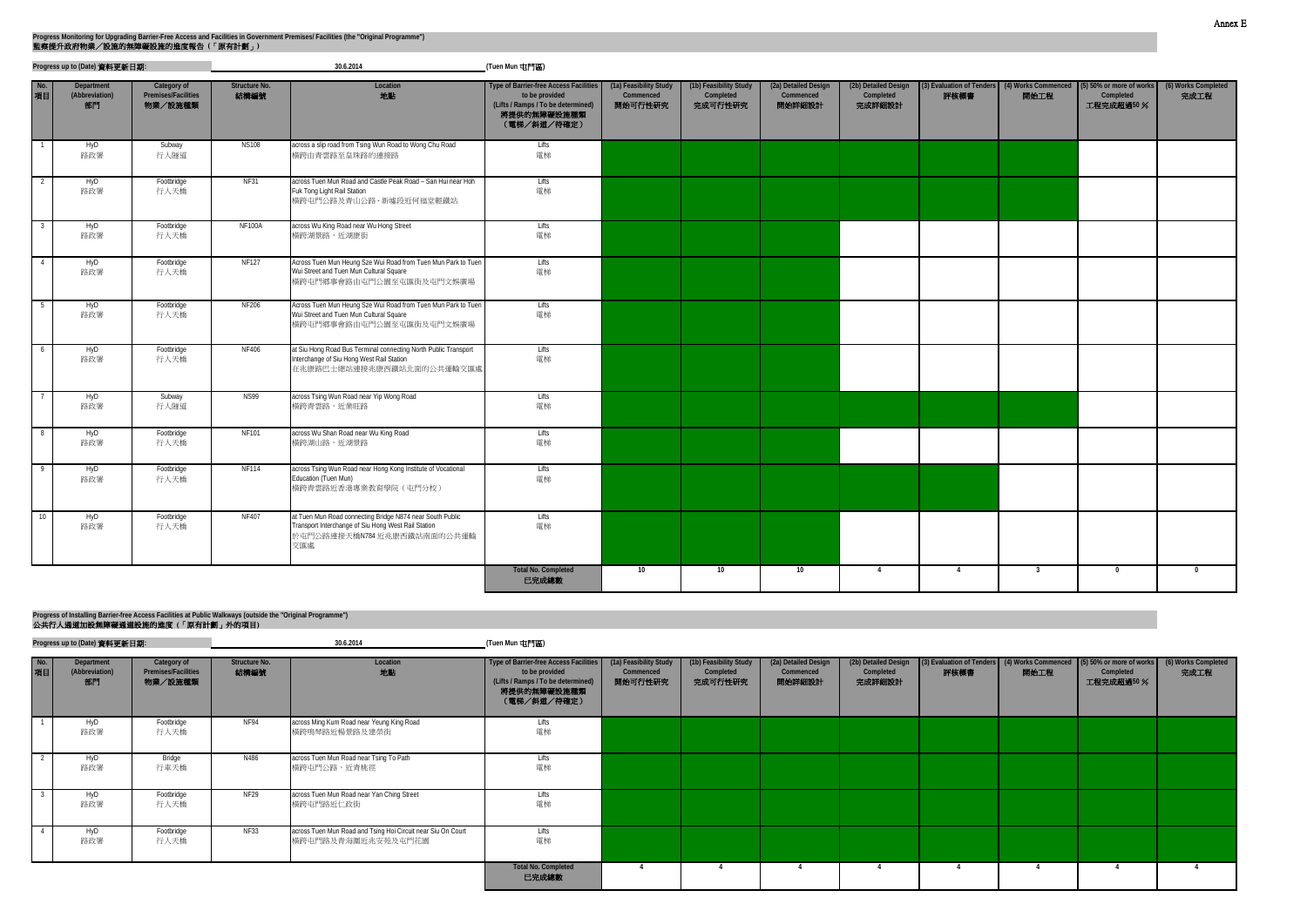**Progress Monitoring for Upgrading Barrier-Free Access and Facilities in Government Premises/ Facilities (the "Original Programme")**
**監察提升政府物業／設施的無障礙設施的進度報告（「原有計劃」）**

**Progress up to (Date) 資料更新日期:** 30.6.2014 (Tuen Mun 屯門區)

Green-shaded cells in the source are shown as ✓.

| No. 項目 | Department (Abbreviation) 部門 | Category of Premises/Facilities 物業／設施種類 | Structure No. 結構編號 | Location 地點 | Type of Barrier-free Access Facilities to be provided (Lifts / Ramps / To be determined) 將提供的無障礙設施種類（電梯／斜道／待確定） | (1a) Feasibility Study Commenced 開始可行性研究 | (1b) Feasibility Study Completed 完成可行性研究 | (2a) Detailed Design Commenced 開始詳細設計 | (2b) Detailed Design Completed 完成詳細設計 | (3) Evaluation of Tenders 評核標書 | (4) Works Commenced 開始工程 | (5) 50% or more of works Completed 工程完成超過50 ％ | (6) Works Completed 完成工程 |
|---|---|---|---|---|---|---|---|---|---|---|---|---|---|
| 1 | HyD 路政署 | Subway 行人隧道 | NS108 | across a slip road from Tsing Wun Road to Wong Chu Road 橫跨由青雲路至皇珠路的連接路 | Lifts 電梯 | ✓ | ✓ | ✓ | ✓ | ✓ | ✓ | | |
| 2 | HyD 路政署 | Footbridge 行人天橋 | NF31 | across Tuen Mun Road and Castle Peak Road – San Hui near Hoh Fuk Tong Light Rail Station 橫跨屯門公路及青山公路 - 新墟段近何福堂輕鐵站 | Lifts 電梯 | ✓ | ✓ | ✓ | ✓ | ✓ | ✓ | | |
| 3 | HyD 路政署 | Footbridge 行人天橋 | NF100A | across Wu King Road near Wu Hong Street 橫跨湖景路，近湖康街 | Lifts 電梯 | ✓ | ✓ | ✓ | | | | | |
| 4 | HyD 路政署 | Footbridge 行人天橋 | NF127 | Across Tuen Mun Heung Sze Wui Road from Tuen Mun Park to Tuen Wui Street and Tuen Mun Cultural Square 橫跨屯門鄉事會路由屯門公園至屯匯街及屯門文娛廣場 | Lifts 電梯 | ✓ | ✓ | ✓ | | | | | |
| 5 | HyD 路政署 | Footbridge 行人天橋 | NF206 | Across Tuen Mun Heung Sze Wui Road from Tuen Mun Park to Tuen Wui Street and Tuen Mun Cultural Square 橫跨屯門鄉事會路由屯門公園至屯匯街及屯門文娛廣場 | Lifts 電梯 | ✓ | ✓ | ✓ | | | | | |
| 6 | HyD 路政署 | Footbridge 行人天橋 | NF406 | at Siu Hong Road Bus Terminal connecting North Public Transport Interchange of Siu Hong West Rail Station 在兆康路巴士總站連接兆康西鐵站北面的公共運輸交匯處 | Lifts 電梯 | ✓ | ✓ | ✓ | | | | | |
| 7 | HyD 路政署 | Subway 行人隧道 | NS99 | across Tsing Wun Road near Yip Wong Road 橫跨青雲路，近業旺路 | Lifts 電梯 | ✓ | ✓ | ✓ | ✓ | ✓ | ✓ | | |
| 8 | HyD 路政署 | Footbridge 行人天橋 | NF101 | across Wu Shan Road near Wu King Road 橫跨湖山路、近湖景路 | Lifts 電梯 | ✓ | ✓ | ✓ | | | | | |
| 9 | HyD 路政署 | Footbridge 行人天橋 | NF114 | across Tsing Wun Road near Hong Kong Institute of Vocational Education (Tuen Mun) 橫跨青雲路近香港專業教育學院（屯門分校） | Lifts 電梯 | ✓ | ✓ | ✓ | ✓ | ✓ | | | |
| 10 | HyD 路政署 | Footbridge 行人天橋 | NF407 | at Tuen Mun Road connecting Bridge N874 near South Public Transport Interchange of Siu Hong West Rail Station 於屯門公路連接天橋N784 近兆康西鐵站南面的公共運輸交匯處 | Lifts 電梯 | ✓ | ✓ | ✓ | | | | | |
| | | | | | **Total No. Completed 已完成總數** | 10 | 10 | 10 | 4 | 4 | 3 | 0 | 0 |

**Progress of Installing Barrier-free Access Facilities at Public Walkways (outside the "Original Programme")**
**公共行人通道加設無障礙通道設施的進度（「原有計劃」外的項目）**

**Progress up to (Date) 資料更新日期:** 30.6.2014 (Tuen Mun 屯門區)

| No. 項目 | Department (Abbreviation) 部門 | Category of Premises/Facilities 物業／設施種類 | Structure No. 結構編號 | Location 地點 | Type of Barrier-free Access Facilities to be provided (Lifts / Ramps / To be determined) 將提供的無障礙設施種類（電梯／斜道／待確定） | (1a) Feasibility Study Commenced 開始可行性研究 | (1b) Feasibility Study Completed 完成可行性研究 | (2a) Detailed Design Commenced 開始詳細設計 | (2b) Detailed Design Completed 完成詳細設計 | (3) Evaluation of Tenders 評核標書 | (4) Works Commenced 開始工程 | (5) 50% or more of works Completed 工程完成超過50 ％ | (6) Works Completed 完成工程 |
|---|---|---|---|---|---|---|---|---|---|---|---|---|---|
| 1 | HyD 路政署 | Footbridge 行人天橋 | NF94 | across Ming Kum Road near Yeung King Road 橫跨鳴琴路近楊景路及建榮街 | Lifts 電梯 | ✓ | ✓ | ✓ | ✓ | ✓ | ✓ | ✓ | ✓ |
| 2 | HyD 路政署 | Bridge 行車天橋 | N486 | across Tuen Mun Road near Tsing To Path 橫跨屯門公路，近青桃徑 | Lifts 電梯 | ✓ | ✓ | ✓ | ✓ | ✓ | ✓ | ✓ | ✓ |
| 3 | HyD 路政署 | Footbridge 行人天橋 | NF29 | across Tuen Mun Road near Yan Ching Street 橫跨屯門路近仁政街 | Lifts 電梯 | ✓ | ✓ | ✓ | ✓ | ✓ | ✓ | ✓ | ✓ |
| 4 | HyD 路政署 | Footbridge 行人天橋 | NF33 | across Tuen Mun Road and Tsing Hoi Circuit near Siu On Court 橫跨屯門路及青海圍近兆安苑及屯門花園 | Lifts 電梯 | ✓ | ✓ | ✓ | ✓ | ✓ | ✓ | ✓ | ✓ |
| | | | | | **Total No. Completed 已完成總數** | 4 | 4 | 4 | 4 | 4 | 4 | 4 | 4 |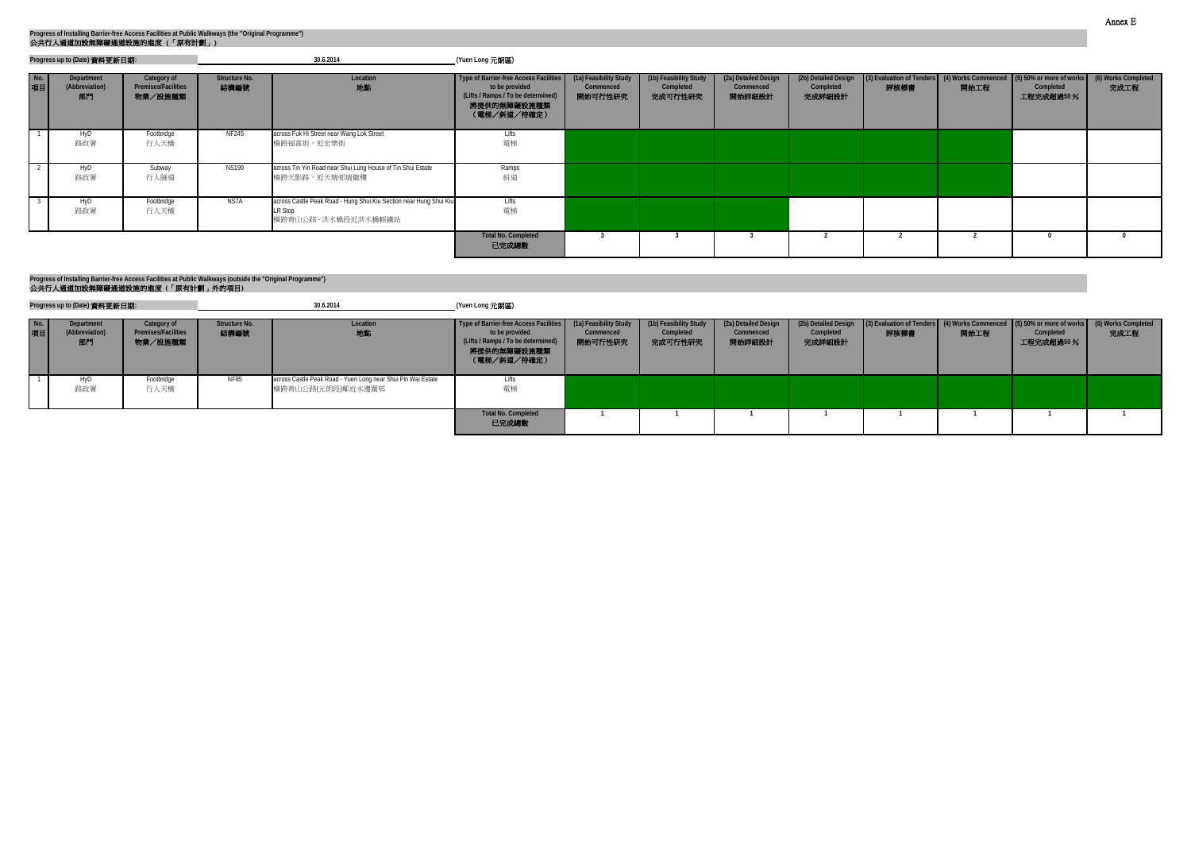Annex E

**Progress of Installing Barrier-free Access Facilities at Public Walkways (the "Original Programme")**
**公共行人通道加設無障礙通道設施的進度（「原有計劃」）**

**Progress up to (Date) 資料更新日期:** 30.6.2014 (Yuen Long 元朗區)

| No. 項目 | Department (Abbreviation) 部門 | Category of Premises/Facilities 物業／設施種類 | Structure No. 結構編號 | Location 地點 | Type of Barrier-free Access Facilities to be provided (Lifts / Ramps / To be determined) 將提供的無障礙設施種類（電梯／斜道／待確定） | (1a) Feasibility Study Commenced 開始可行性研究 | (1b) Feasibility Study Completed 完成可行性研究 | (2a) Detailed Design Commenced 開始詳細設計 | (2b) Detailed Design Completed 完成詳細設計 | (3) Evaluation of Tenders 評核標書 | (4) Works Commenced 開始工程 | (5) 50% or more of works Completed 工程完成超過50 % | (6) Works Completed 完成工程 |
|---|---|---|---|---|---|---|---|---|---|---|---|---|---|
| 1 | HyD 路政署 | Footbridge 行人天橋 | NF245 | across Fuk Hi Street near Wang Lok Street 橫跨福喜街，近宏樂街 | Lifts 電梯 | | | | | | | | |
| 2 | HyD 路政署 | Subway 行人隧道 | NS199 | across Tin Yin Road near Shui Lung House of Tin Shui Estate 橫跨天影路，近天瑞邨瑞龍樓 | Ramps 斜道 | | | | | | | | |
| 3 | HyD 路政署 | Footbridge 行人天橋 | NS7A | across Castle Peak Road - Hung Shui Kiu Section near Hung Shui Kiu LR Stop 橫跨青山公路 - 洪水橋段近洪水橋輕鐵站 | Lifts 電梯 | | | | | | | | |
| | | | | | **Total No. Completed 已完成總數** | 3 | 3 | 3 | 2 | 2 | 2 | 0 | 0 |

**Progress of Installing Barrier-free Access Facilities at Public Walkways (outside the "Original Programme")**
**公共行人通道加設無障礙通道設施的進度（「原有計劃」外的項目）**

**Progress up to (Date) 資料更新日期:** 30.6.2014 (Yuen Long 元朗區)

| No. 項目 | Department (Abbreviation) 部門 | Category of Premises/Facilities 物業／設施種類 | Structure No. 結構編號 | Location 地點 | Type of Barrier-free Access Facilities to be provided (Lifts / Ramps / To be determined) 將提供的無障礙設施種類（電梯／斜道／待確定） | (1a) Feasibility Study Commenced 開始可行性研究 | (1b) Feasibility Study Completed 完成可行性研究 | (2a) Detailed Design Commenced 開始詳細設計 | (2b) Detailed Design Completed 完成詳細設計 | (3) Evaluation of Tenders 評核標書 | (4) Works Commenced 開始工程 | (5) 50% or more of works Completed 工程完成超過50 % | (6) Works Completed 完成工程 |
|---|---|---|---|---|---|---|---|---|---|---|---|---|---|
| 1 | HyD 路政署 | Footbridge 行人天橋 | NF85 | across Castle Peak Road - Yuen Long near Shui Pin Wai Estate 橫跨青山公路(元朗段)鄰近水邊圍邨 | Lifts 電梯 | | | | | | | | |
| | | | | | **Total No. Completed 已完成總數** | 1 | 1 | 1 | 1 | 1 | 1 | 1 | 1 |